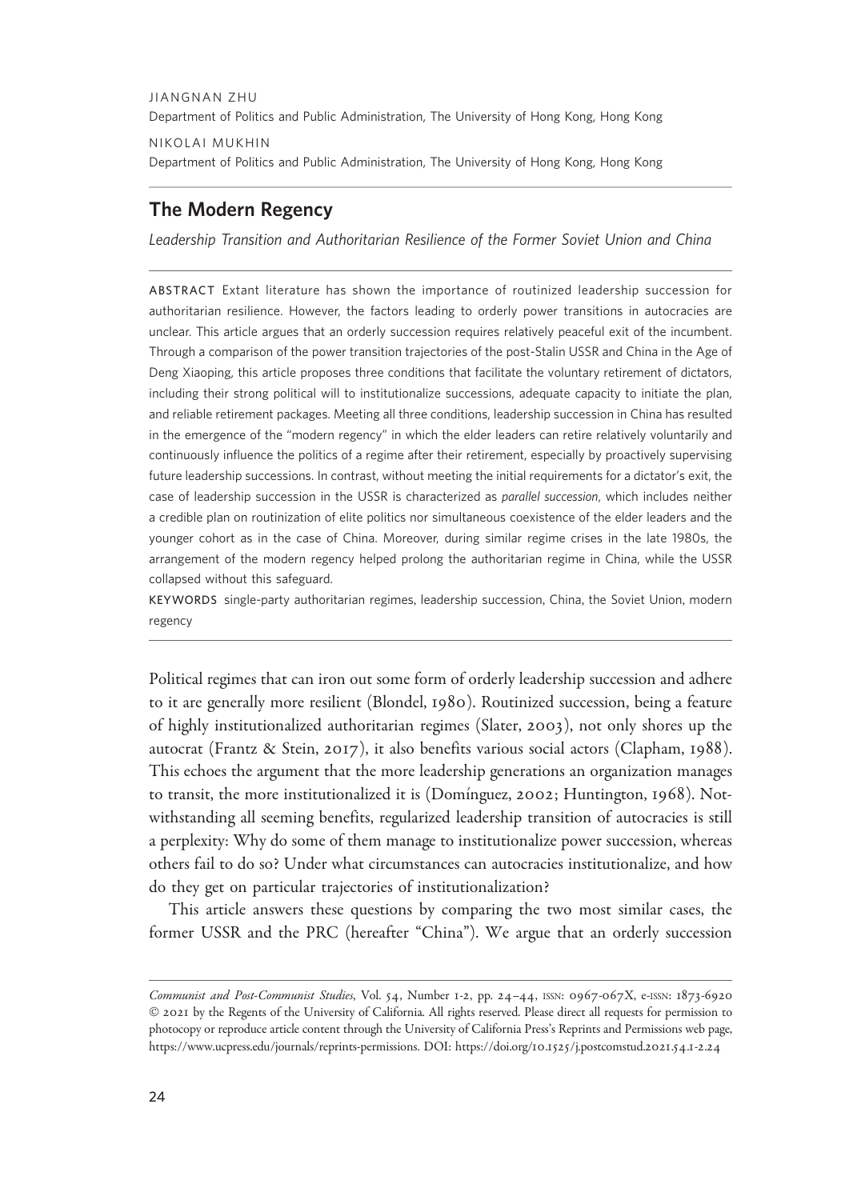JIANGNAN ZHU
Department of Politics and Public Administration, The University of Hong Kong, Hong Kong

NIKOLAI MUKHIN
Department of Politics and Public Administration, The University of Hong Kong, Hong Kong

# The Modern Regency

*Leadership Transition and Authoritarian Resilience of the Former Soviet Union and China*

ABSTRACT Extant literature has shown the importance of routinized leadership succession for authoritarian resilience. However, the factors leading to orderly power transitions in autocracies are unclear. This article argues that an orderly succession requires relatively peaceful exit of the incumbent. Through a comparison of the power transition trajectories of the post-Stalin USSR and China in the Age of Deng Xiaoping, this article proposes three conditions that facilitate the voluntary retirement of dictators, including their strong political will to institutionalize successions, adequate capacity to initiate the plan, and reliable retirement packages. Meeting all three conditions, leadership succession in China has resulted in the emergence of the "modern regency" in which the elder leaders can retire relatively voluntarily and continuously influence the politics of a regime after their retirement, especially by proactively supervising future leadership successions. In contrast, without meeting the initial requirements for a dictator's exit, the case of leadership succession in the USSR is characterized as *parallel succession*, which includes neither a credible plan on routinization of elite politics nor simultaneous coexistence of the elder leaders and the younger cohort as in the case of China. Moreover, during similar regime crises in the late 1980s, the arrangement of the modern regency helped prolong the authoritarian regime in China, while the USSR collapsed without this safeguard.

KEYWORDS single-party authoritarian regimes, leadership succession, China, the Soviet Union, modern regency

Political regimes that can iron out some form of orderly leadership succession and adhere to it are generally more resilient (Blondel, 1980). Routinized succession, being a feature of highly institutionalized authoritarian regimes (Slater, 2003), not only shores up the autocrat (Frantz & Stein, 2017), it also benefits various social actors (Clapham, 1988). This echoes the argument that the more leadership generations an organization manages to transit, the more institutionalized it is (Domínguez, 2002; Huntington, 1968). Notwithstanding all seeming benefits, regularized leadership transition of autocracies is still a perplexity: Why do some of them manage to institutionalize power succession, whereas others fail to do so? Under what circumstances can autocracies institutionalize, and how do they get on particular trajectories of institutionalization?

This article answers these questions by comparing the two most similar cases, the former USSR and the PRC (hereafter "China"). We argue that an orderly succession

*Communist and Post-Communist Studies*, Vol. 54, Number 1-2, pp. 24–44, ISSN: 0967-067X, e-ISSN: 1873-6920 © 2021 by the Regents of the University of California. All rights reserved. Please direct all requests for permission to photocopy or reproduce article content through the University of California Press's Reprints and Permissions web page, https://www.ucpress.edu/journals/reprints-permissions. DOI: https://doi.org/10.1525/j.postcomstud.2021.54.1-2.24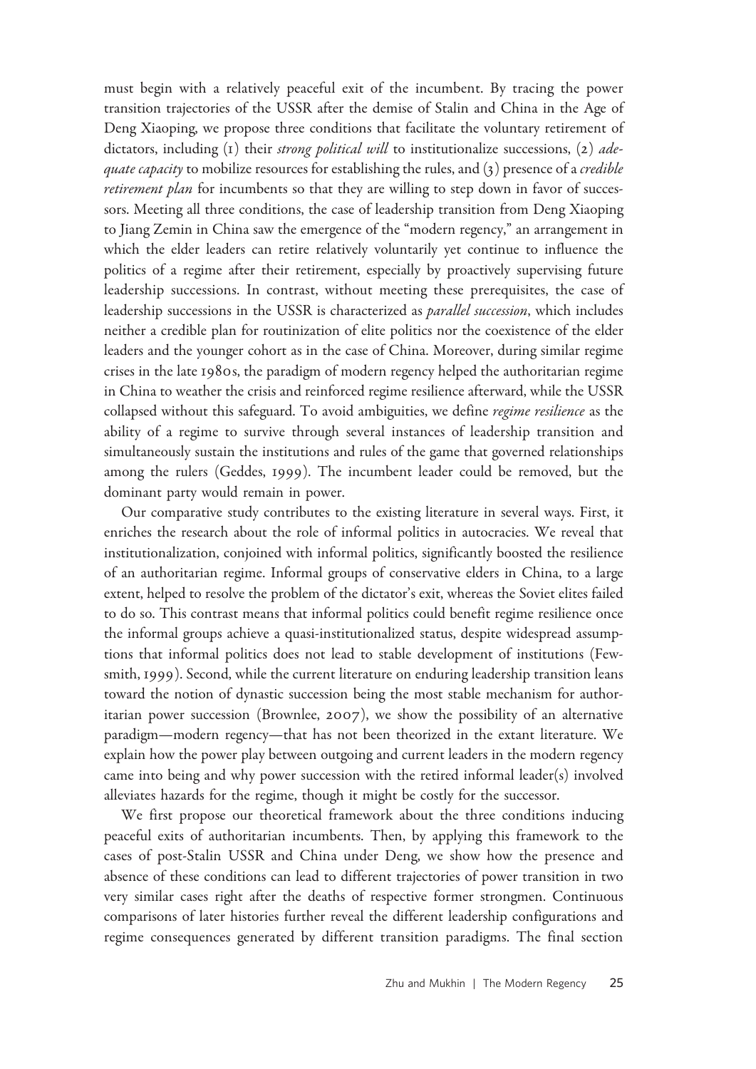must begin with a relatively peaceful exit of the incumbent. By tracing the power transition trajectories of the USSR after the demise of Stalin and China in the Age of Deng Xiaoping, we propose three conditions that facilitate the voluntary retirement of dictators, including (1) their *strong political will* to institutionalize successions, (2) *adequate capacity* to mobilize resources for establishing the rules, and (3) presence of a *credible retirement plan* for incumbents so that they are willing to step down in favor of successors. Meeting all three conditions, the case of leadership transition from Deng Xiaoping to Jiang Zemin in China saw the emergence of the "modern regency," an arrangement in which the elder leaders can retire relatively voluntarily yet continue to influence the politics of a regime after their retirement, especially by proactively supervising future leadership successions. In contrast, without meeting these prerequisites, the case of leadership successions in the USSR is characterized as *parallel succession*, which includes neither a credible plan for routinization of elite politics nor the coexistence of the elder leaders and the younger cohort as in the case of China. Moreover, during similar regime crises in the late 1980s, the paradigm of modern regency helped the authoritarian regime in China to weather the crisis and reinforced regime resilience afterward, while the USSR collapsed without this safeguard. To avoid ambiguities, we define *regime resilience* as the ability of a regime to survive through several instances of leadership transition and simultaneously sustain the institutions and rules of the game that governed relationships among the rulers (Geddes, 1999). The incumbent leader could be removed, but the dominant party would remain in power.

Our comparative study contributes to the existing literature in several ways. First, it enriches the research about the role of informal politics in autocracies. We reveal that institutionalization, conjoined with informal politics, significantly boosted the resilience of an authoritarian regime. Informal groups of conservative elders in China, to a large extent, helped to resolve the problem of the dictator's exit, whereas the Soviet elites failed to do so. This contrast means that informal politics could benefit regime resilience once the informal groups achieve a quasi-institutionalized status, despite widespread assumptions that informal politics does not lead to stable development of institutions (Fewsmith, 1999). Second, while the current literature on enduring leadership transition leans toward the notion of dynastic succession being the most stable mechanism for authoritarian power succession (Brownlee, 2007), we show the possibility of an alternative paradigm—modern regency—that has not been theorized in the extant literature. We explain how the power play between outgoing and current leaders in the modern regency came into being and why power succession with the retired informal leader(s) involved alleviates hazards for the regime, though it might be costly for the successor.

We first propose our theoretical framework about the three conditions inducing peaceful exits of authoritarian incumbents. Then, by applying this framework to the cases of post-Stalin USSR and China under Deng, we show how the presence and absence of these conditions can lead to different trajectories of power transition in two very similar cases right after the deaths of respective former strongmen. Continuous comparisons of later histories further reveal the different leadership configurations and regime consequences generated by different transition paradigms. The final section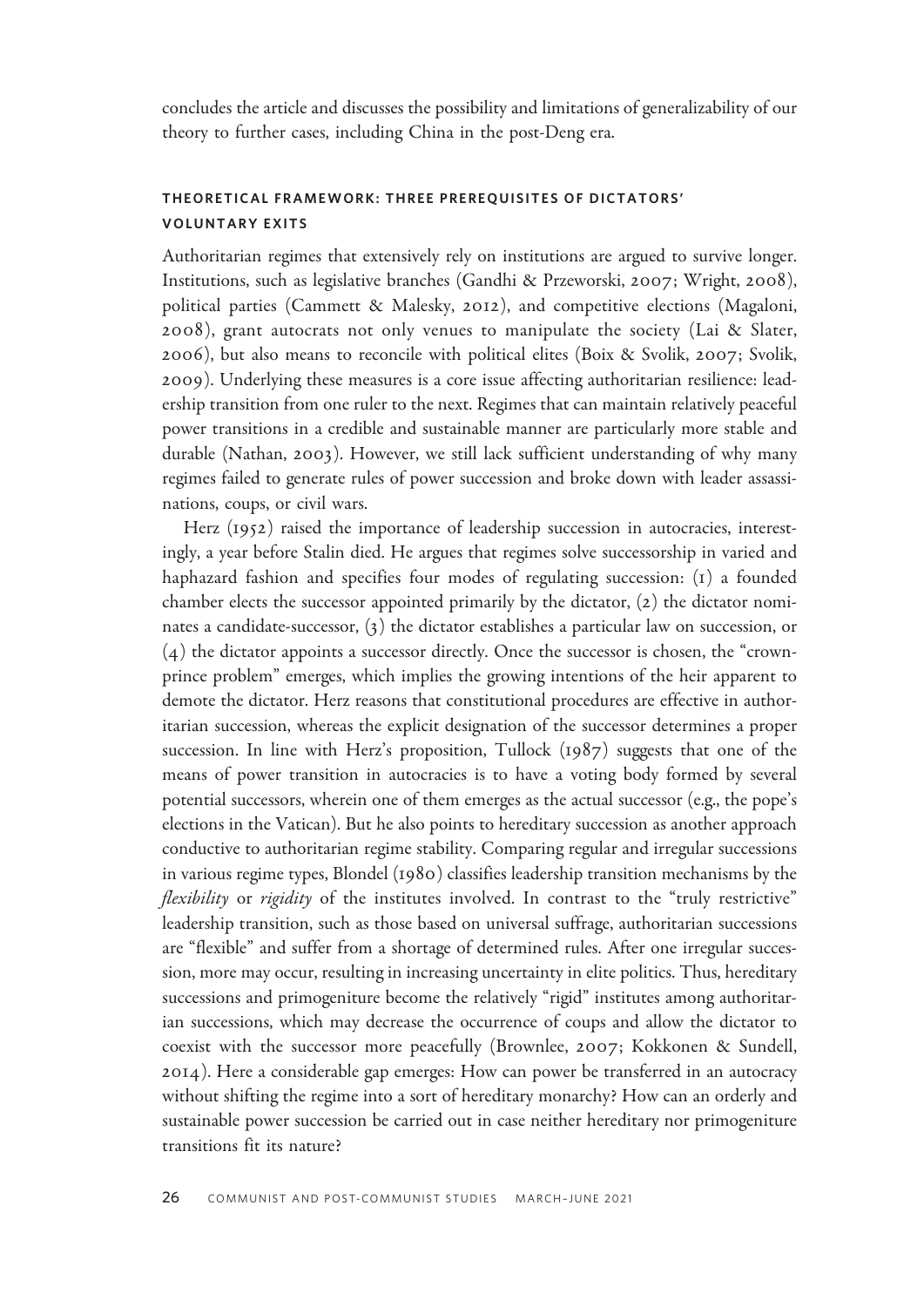concludes the article and discusses the possibility and limitations of generalizability of our theory to further cases, including China in the post-Deng era.

## THEORETICAL FRAMEWORK: THREE PREREQUISITES OF DICTATORS' VOLUNTARY EXITS

Authoritarian regimes that extensively rely on institutions are argued to survive longer. Institutions, such as legislative branches (Gandhi & Przeworski, 2007; Wright, 2008), political parties (Cammett & Malesky, 2012), and competitive elections (Magaloni, 2008), grant autocrats not only venues to manipulate the society (Lai & Slater, 2006), but also means to reconcile with political elites (Boix & Svolik, 2007; Svolik, 2009). Underlying these measures is a core issue affecting authoritarian resilience: leadership transition from one ruler to the next. Regimes that can maintain relatively peaceful power transitions in a credible and sustainable manner are particularly more stable and durable (Nathan, 2003). However, we still lack sufficient understanding of why many regimes failed to generate rules of power succession and broke down with leader assassinations, coups, or civil wars.

Herz (1952) raised the importance of leadership succession in autocracies, interestingly, a year before Stalin died. He argues that regimes solve successorship in varied and haphazard fashion and specifies four modes of regulating succession: (1) a founded chamber elects the successor appointed primarily by the dictator, (2) the dictator nominates a candidate-successor, (3) the dictator establishes a particular law on succession, or (4) the dictator appoints a successor directly. Once the successor is chosen, the "crown-prince problem" emerges, which implies the growing intentions of the heir apparent to demote the dictator. Herz reasons that constitutional procedures are effective in authoritarian succession, whereas the explicit designation of the successor determines a proper succession. In line with Herz's proposition, Tullock (1987) suggests that one of the means of power transition in autocracies is to have a voting body formed by several potential successors, wherein one of them emerges as the actual successor (e.g., the pope's elections in the Vatican). But he also points to hereditary succession as another approach conductive to authoritarian regime stability. Comparing regular and irregular successions in various regime types, Blondel (1980) classifies leadership transition mechanisms by the *flexibility* or *rigidity* of the institutes involved. In contrast to the "truly restrictive" leadership transition, such as those based on universal suffrage, authoritarian successions are "flexible" and suffer from a shortage of determined rules. After one irregular succession, more may occur, resulting in increasing uncertainty in elite politics. Thus, hereditary successions and primogeniture become the relatively "rigid" institutes among authoritarian successions, which may decrease the occurrence of coups and allow the dictator to coexist with the successor more peacefully (Brownlee, 2007; Kokkonen & Sundell, 2014). Here a considerable gap emerges: How can power be transferred in an autocracy without shifting the regime into a sort of hereditary monarchy? How can an orderly and sustainable power succession be carried out in case neither hereditary nor primogeniture transitions fit its nature?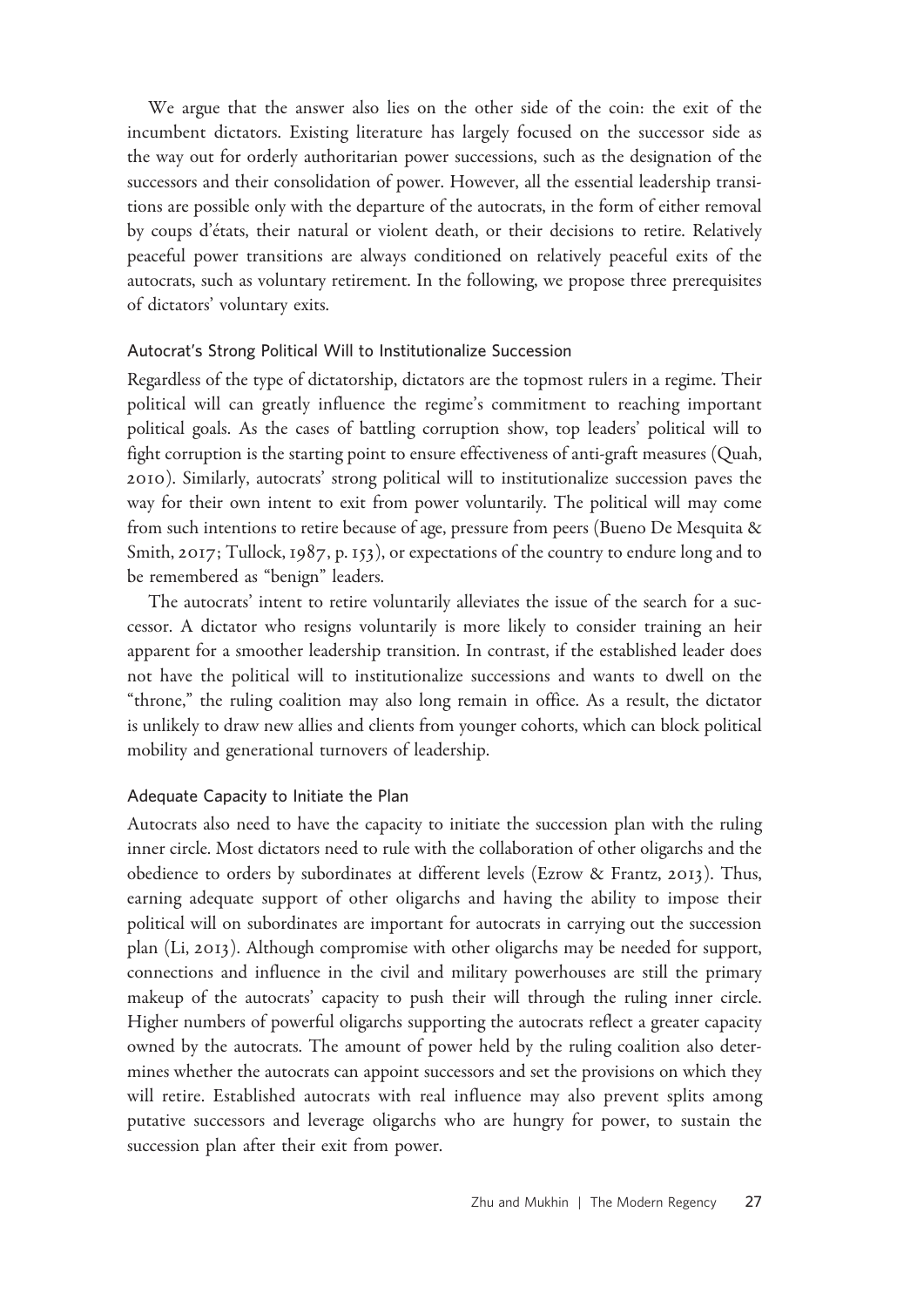We argue that the answer also lies on the other side of the coin: the exit of the incumbent dictators. Existing literature has largely focused on the successor side as the way out for orderly authoritarian power successions, such as the designation of the successors and their consolidation of power. However, all the essential leadership transitions are possible only with the departure of the autocrats, in the form of either removal by coups d'états, their natural or violent death, or their decisions to retire. Relatively peaceful power transitions are always conditioned on relatively peaceful exits of the autocrats, such as voluntary retirement. In the following, we propose three prerequisites of dictators' voluntary exits.

### Autocrat's Strong Political Will to Institutionalize Succession

Regardless of the type of dictatorship, dictators are the topmost rulers in a regime. Their political will can greatly influence the regime's commitment to reaching important political goals. As the cases of battling corruption show, top leaders' political will to fight corruption is the starting point to ensure effectiveness of anti-graft measures (Quah, 2010). Similarly, autocrats' strong political will to institutionalize succession paves the way for their own intent to exit from power voluntarily. The political will may come from such intentions to retire because of age, pressure from peers (Bueno De Mesquita & Smith, 2017; Tullock, 1987, p. 153), or expectations of the country to endure long and to be remembered as "benign" leaders.

The autocrats' intent to retire voluntarily alleviates the issue of the search for a successor. A dictator who resigns voluntarily is more likely to consider training an heir apparent for a smoother leadership transition. In contrast, if the established leader does not have the political will to institutionalize successions and wants to dwell on the "throne," the ruling coalition may also long remain in office. As a result, the dictator is unlikely to draw new allies and clients from younger cohorts, which can block political mobility and generational turnovers of leadership.

### Adequate Capacity to Initiate the Plan

Autocrats also need to have the capacity to initiate the succession plan with the ruling inner circle. Most dictators need to rule with the collaboration of other oligarchs and the obedience to orders by subordinates at different levels (Ezrow & Frantz, 2013). Thus, earning adequate support of other oligarchs and having the ability to impose their political will on subordinates are important for autocrats in carrying out the succession plan (Li, 2013). Although compromise with other oligarchs may be needed for support, connections and influence in the civil and military powerhouses are still the primary makeup of the autocrats' capacity to push their will through the ruling inner circle. Higher numbers of powerful oligarchs supporting the autocrats reflect a greater capacity owned by the autocrats. The amount of power held by the ruling coalition also determines whether the autocrats can appoint successors and set the provisions on which they will retire. Established autocrats with real influence may also prevent splits among putative successors and leverage oligarchs who are hungry for power, to sustain the succession plan after their exit from power.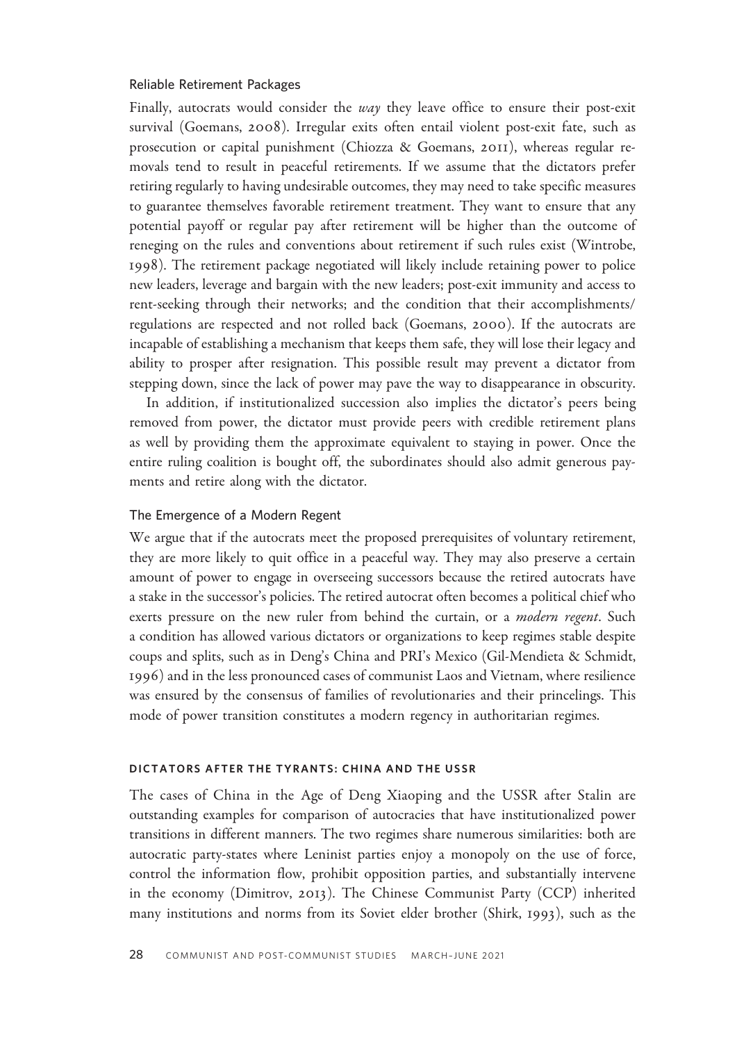### Reliable Retirement Packages

Finally, autocrats would consider the *way* they leave office to ensure their post-exit survival (Goemans, 2008). Irregular exits often entail violent post-exit fate, such as prosecution or capital punishment (Chiozza & Goemans, 2011), whereas regular removals tend to result in peaceful retirements. If we assume that the dictators prefer retiring regularly to having undesirable outcomes, they may need to take specific measures to guarantee themselves favorable retirement treatment. They want to ensure that any potential payoff or regular pay after retirement will be higher than the outcome of reneging on the rules and conventions about retirement if such rules exist (Wintrobe, 1998). The retirement package negotiated will likely include retaining power to police new leaders, leverage and bargain with the new leaders; post-exit immunity and access to rent-seeking through their networks; and the condition that their accomplishments/regulations are respected and not rolled back (Goemans, 2000). If the autocrats are incapable of establishing a mechanism that keeps them safe, they will lose their legacy and ability to prosper after resignation. This possible result may prevent a dictator from stepping down, since the lack of power may pave the way to disappearance in obscurity.

In addition, if institutionalized succession also implies the dictator's peers being removed from power, the dictator must provide peers with credible retirement plans as well by providing them the approximate equivalent to staying in power. Once the entire ruling coalition is bought off, the subordinates should also admit generous payments and retire along with the dictator.

### The Emergence of a Modern Regent

We argue that if the autocrats meet the proposed prerequisites of voluntary retirement, they are more likely to quit office in a peaceful way. They may also preserve a certain amount of power to engage in overseeing successors because the retired autocrats have a stake in the successor's policies. The retired autocrat often becomes a political chief who exerts pressure on the new ruler from behind the curtain, or a *modern regent*. Such a condition has allowed various dictators or organizations to keep regimes stable despite coups and splits, such as in Deng's China and PRI's Mexico (Gil-Mendieta & Schmidt, 1996) and in the less pronounced cases of communist Laos and Vietnam, where resilience was ensured by the consensus of families of revolutionaries and their princelings. This mode of power transition constitutes a modern regency in authoritarian regimes.

## DICTATORS AFTER THE TYRANTS: CHINA AND THE USSR

The cases of China in the Age of Deng Xiaoping and the USSR after Stalin are outstanding examples for comparison of autocracies that have institutionalized power transitions in different manners. The two regimes share numerous similarities: both are autocratic party-states where Leninist parties enjoy a monopoly on the use of force, control the information flow, prohibit opposition parties, and substantially intervene in the economy (Dimitrov, 2013). The Chinese Communist Party (CCP) inherited many institutions and norms from its Soviet elder brother (Shirk, 1993), such as the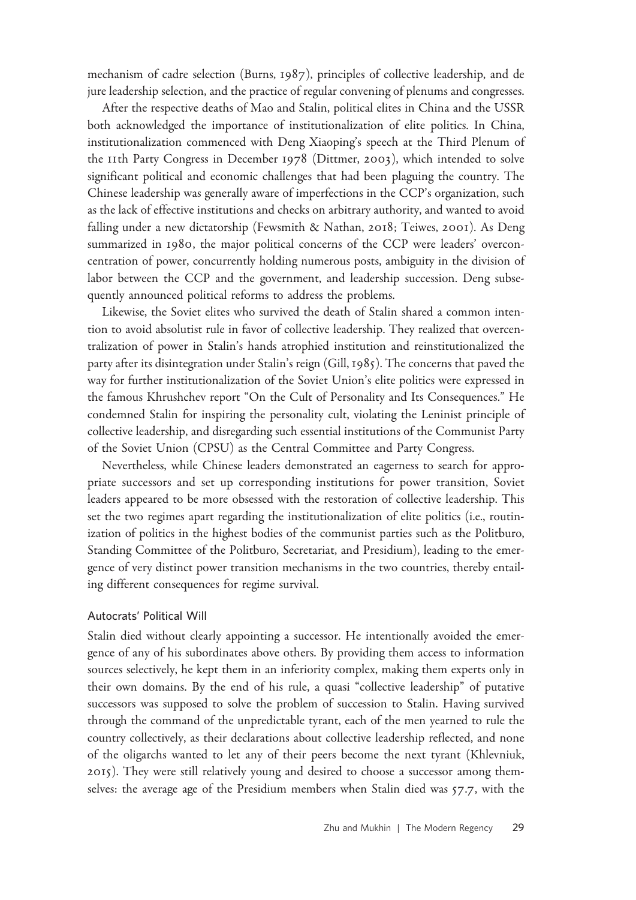mechanism of cadre selection (Burns, 1987), principles of collective leadership, and de jure leadership selection, and the practice of regular convening of plenums and congresses.

After the respective deaths of Mao and Stalin, political elites in China and the USSR both acknowledged the importance of institutionalization of elite politics. In China, institutionalization commenced with Deng Xiaoping's speech at the Third Plenum of the 11th Party Congress in December 1978 (Dittmer, 2003), which intended to solve significant political and economic challenges that had been plaguing the country. The Chinese leadership was generally aware of imperfections in the CCP's organization, such as the lack of effective institutions and checks on arbitrary authority, and wanted to avoid falling under a new dictatorship (Fewsmith & Nathan, 2018; Teiwes, 2001). As Deng summarized in 1980, the major political concerns of the CCP were leaders' overconcentration of power, concurrently holding numerous posts, ambiguity in the division of labor between the CCP and the government, and leadership succession. Deng subsequently announced political reforms to address the problems.

Likewise, the Soviet elites who survived the death of Stalin shared a common intention to avoid absolutist rule in favor of collective leadership. They realized that overcentralization of power in Stalin's hands atrophied institution and reinstitutionalized the party after its disintegration under Stalin's reign (Gill, 1985). The concerns that paved the way for further institutionalization of the Soviet Union's elite politics were expressed in the famous Khrushchev report "On the Cult of Personality and Its Consequences." He condemned Stalin for inspiring the personality cult, violating the Leninist principle of collective leadership, and disregarding such essential institutions of the Communist Party of the Soviet Union (CPSU) as the Central Committee and Party Congress.

Nevertheless, while Chinese leaders demonstrated an eagerness to search for appropriate successors and set up corresponding institutions for power transition, Soviet leaders appeared to be more obsessed with the restoration of collective leadership. This set the two regimes apart regarding the institutionalization of elite politics (i.e., routinization of politics in the highest bodies of the communist parties such as the Politburo, Standing Committee of the Politburo, Secretariat, and Presidium), leading to the emergence of very distinct power transition mechanisms in the two countries, thereby entailing different consequences for regime survival.

### Autocrats' Political Will

Stalin died without clearly appointing a successor. He intentionally avoided the emergence of any of his subordinates above others. By providing them access to information sources selectively, he kept them in an inferiority complex, making them experts only in their own domains. By the end of his rule, a quasi "collective leadership" of putative successors was supposed to solve the problem of succession to Stalin. Having survived through the command of the unpredictable tyrant, each of the men yearned to rule the country collectively, as their declarations about collective leadership reflected, and none of the oligarchs wanted to let any of their peers become the next tyrant (Khlevniuk, 2015). They were still relatively young and desired to choose a successor among themselves: the average age of the Presidium members when Stalin died was 57.7, with the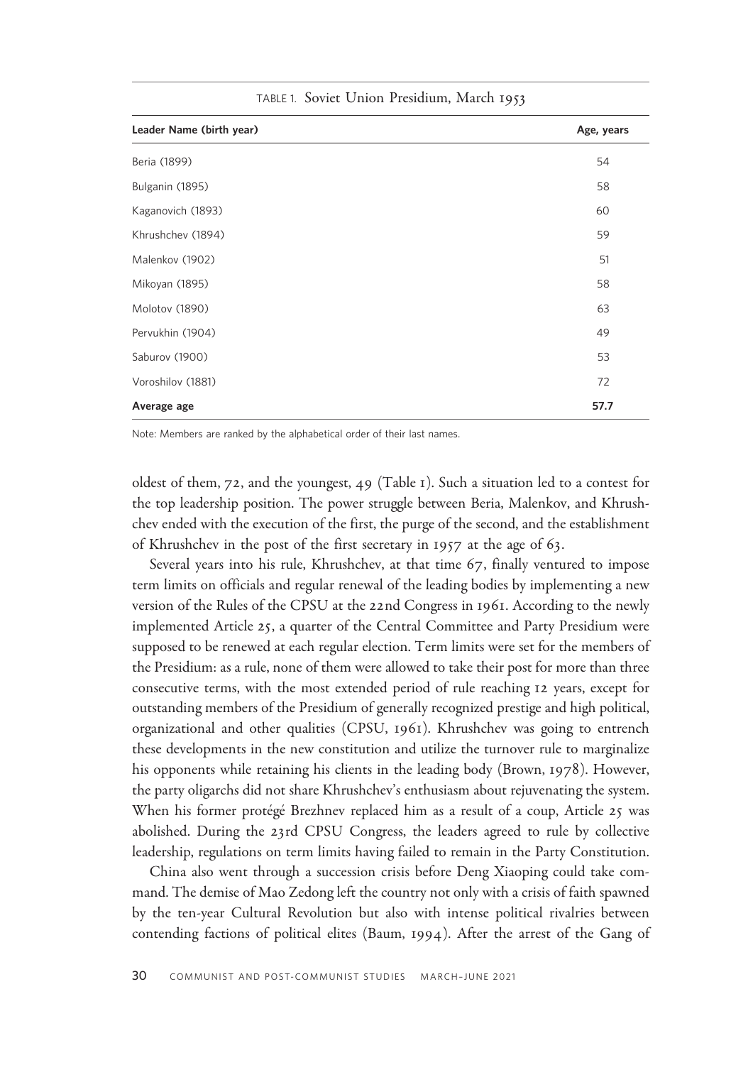TABLE 1. Soviet Union Presidium, March 1953

| Leader Name (birth year) | Age, years |
| --- | --- |
| Beria (1899) | 54 |
| Bulganin (1895) | 58 |
| Kaganovich (1893) | 60 |
| Khrushchev (1894) | 59 |
| Malenkov (1902) | 51 |
| Mikoyan (1895) | 58 |
| Molotov (1890) | 63 |
| Pervukhin (1904) | 49 |
| Saburov (1900) | 53 |
| Voroshilov (1881) | 72 |
| **Average age** | **57.7** |

Note: Members are ranked by the alphabetical order of their last names.

oldest of them, 72, and the youngest, 49 (Table 1). Such a situation led to a contest for the top leadership position. The power struggle between Beria, Malenkov, and Khrushchev ended with the execution of the first, the purge of the second, and the establishment of Khrushchev in the post of the first secretary in 1957 at the age of 63.

Several years into his rule, Khrushchev, at that time 67, finally ventured to impose term limits on officials and regular renewal of the leading bodies by implementing a new version of the Rules of the CPSU at the 22nd Congress in 1961. According to the newly implemented Article 25, a quarter of the Central Committee and Party Presidium were supposed to be renewed at each regular election. Term limits were set for the members of the Presidium: as a rule, none of them were allowed to take their post for more than three consecutive terms, with the most extended period of rule reaching 12 years, except for outstanding members of the Presidium of generally recognized prestige and high political, organizational and other qualities (CPSU, 1961). Khrushchev was going to entrench these developments in the new constitution and utilize the turnover rule to marginalize his opponents while retaining his clients in the leading body (Brown, 1978). However, the party oligarchs did not share Khrushchev's enthusiasm about rejuvenating the system. When his former protégé Brezhnev replaced him as a result of a coup, Article 25 was abolished. During the 23rd CPSU Congress, the leaders agreed to rule by collective leadership, regulations on term limits having failed to remain in the Party Constitution.

China also went through a succession crisis before Deng Xiaoping could take command. The demise of Mao Zedong left the country not only with a crisis of faith spawned by the ten-year Cultural Revolution but also with intense political rivalries between contending factions of political elites (Baum, 1994). After the arrest of the Gang of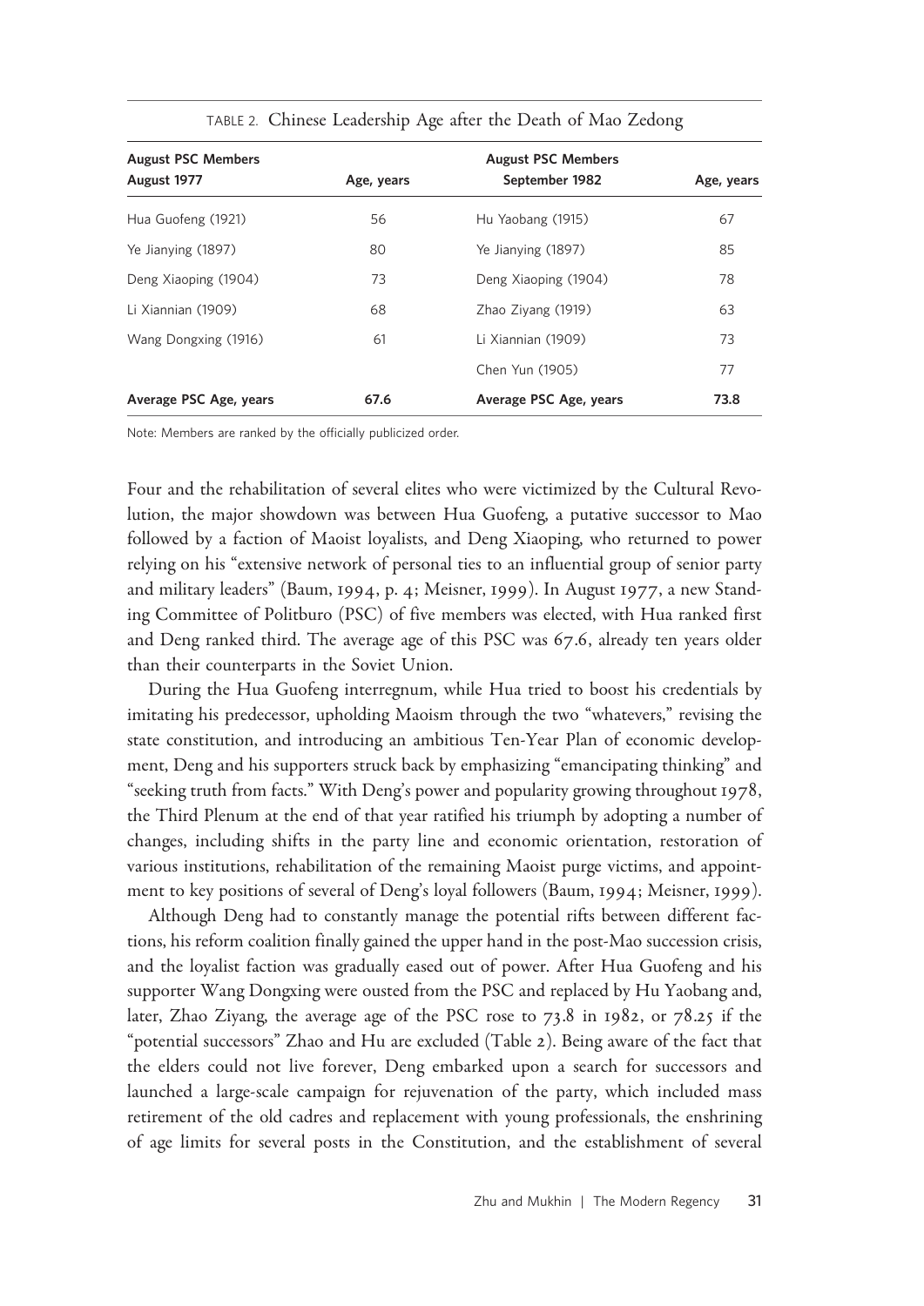TABLE 2. Chinese Leadership Age after the Death of Mao Zedong

| August PSC Members August 1977 | Age, years | August PSC Members September 1982 | Age, years |
|---|---|---|---|
| Hua Guofeng (1921) | 56 | Hu Yaobang (1915) | 67 |
| Ye Jianying (1897) | 80 | Ye Jianying (1897) | 85 |
| Deng Xiaoping (1904) | 73 | Deng Xiaoping (1904) | 78 |
| Li Xiannian (1909) | 68 | Zhao Ziyang (1919) | 63 |
| Wang Dongxing (1916) | 61 | Li Xiannian (1909) | 73 |
| | | Chen Yun (1905) | 77 |
| **Average PSC Age, years** | **67.6** | **Average PSC Age, years** | **73.8** |

Note: Members are ranked by the officially publicized order.

Four and the rehabilitation of several elites who were victimized by the Cultural Revolution, the major showdown was between Hua Guofeng, a putative successor to Mao followed by a faction of Maoist loyalists, and Deng Xiaoping, who returned to power relying on his "extensive network of personal ties to an influential group of senior party and military leaders" (Baum, 1994, p. 4; Meisner, 1999). In August 1977, a new Standing Committee of Politburo (PSC) of five members was elected, with Hua ranked first and Deng ranked third. The average age of this PSC was 67.6, already ten years older than their counterparts in the Soviet Union.

During the Hua Guofeng interregnum, while Hua tried to boost his credentials by imitating his predecessor, upholding Maoism through the two "whatevers," revising the state constitution, and introducing an ambitious Ten-Year Plan of economic development, Deng and his supporters struck back by emphasizing "emancipating thinking" and "seeking truth from facts." With Deng's power and popularity growing throughout 1978, the Third Plenum at the end of that year ratified his triumph by adopting a number of changes, including shifts in the party line and economic orientation, restoration of various institutions, rehabilitation of the remaining Maoist purge victims, and appointment to key positions of several of Deng's loyal followers (Baum, 1994; Meisner, 1999).

Although Deng had to constantly manage the potential rifts between different factions, his reform coalition finally gained the upper hand in the post-Mao succession crisis, and the loyalist faction was gradually eased out of power. After Hua Guofeng and his supporter Wang Dongxing were ousted from the PSC and replaced by Hu Yaobang and, later, Zhao Ziyang, the average age of the PSC rose to 73.8 in 1982, or 78.25 if the "potential successors" Zhao and Hu are excluded (Table 2). Being aware of the fact that the elders could not live forever, Deng embarked upon a search for successors and launched a large-scale campaign for rejuvenation of the party, which included mass retirement of the old cadres and replacement with young professionals, the enshrining of age limits for several posts in the Constitution, and the establishment of several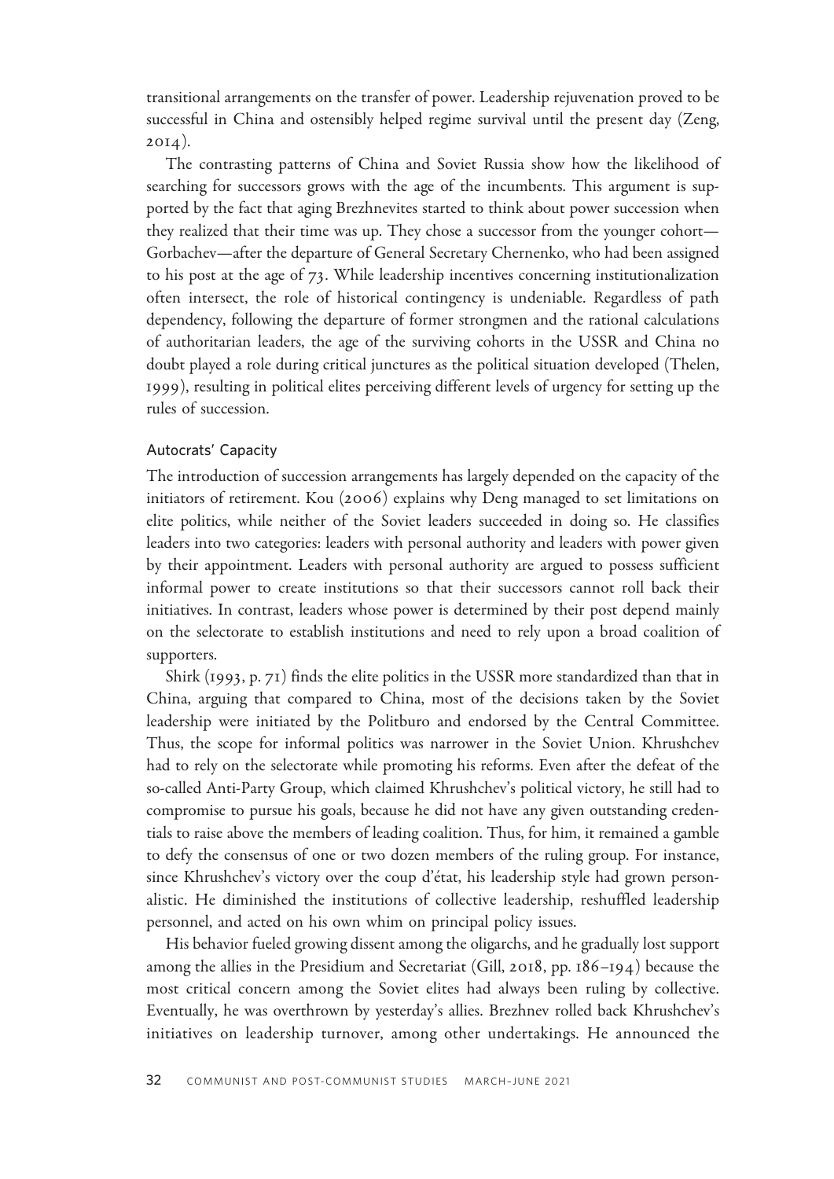transitional arrangements on the transfer of power. Leadership rejuvenation proved to be successful in China and ostensibly helped regime survival until the present day (Zeng, 2014).

The contrasting patterns of China and Soviet Russia show how the likelihood of searching for successors grows with the age of the incumbents. This argument is supported by the fact that aging Brezhnevites started to think about power succession when they realized that their time was up. They chose a successor from the younger cohort—Gorbachev—after the departure of General Secretary Chernenko, who had been assigned to his post at the age of 73. While leadership incentives concerning institutionalization often intersect, the role of historical contingency is undeniable. Regardless of path dependency, following the departure of former strongmen and the rational calculations of authoritarian leaders, the age of the surviving cohorts in the USSR and China no doubt played a role during critical junctures as the political situation developed (Thelen, 1999), resulting in political elites perceiving different levels of urgency for setting up the rules of succession.

### Autocrats' Capacity

The introduction of succession arrangements has largely depended on the capacity of the initiators of retirement. Kou (2006) explains why Deng managed to set limitations on elite politics, while neither of the Soviet leaders succeeded in doing so. He classifies leaders into two categories: leaders with personal authority and leaders with power given by their appointment. Leaders with personal authority are argued to possess sufficient informal power to create institutions so that their successors cannot roll back their initiatives. In contrast, leaders whose power is determined by their post depend mainly on the selectorate to establish institutions and need to rely upon a broad coalition of supporters.

Shirk (1993, p. 71) finds the elite politics in the USSR more standardized than that in China, arguing that compared to China, most of the decisions taken by the Soviet leadership were initiated by the Politburo and endorsed by the Central Committee. Thus, the scope for informal politics was narrower in the Soviet Union. Khrushchev had to rely on the selectorate while promoting his reforms. Even after the defeat of the so-called Anti-Party Group, which claimed Khrushchev's political victory, he still had to compromise to pursue his goals, because he did not have any given outstanding credentials to raise above the members of leading coalition. Thus, for him, it remained a gamble to defy the consensus of one or two dozen members of the ruling group. For instance, since Khrushchev's victory over the coup d'état, his leadership style had grown personalistic. He diminished the institutions of collective leadership, reshuffled leadership personnel, and acted on his own whim on principal policy issues.

His behavior fueled growing dissent among the oligarchs, and he gradually lost support among the allies in the Presidium and Secretariat (Gill, 2018, pp. 186–194) because the most critical concern among the Soviet elites had always been ruling by collective. Eventually, he was overthrown by yesterday's allies. Brezhnev rolled back Khrushchev's initiatives on leadership turnover, among other undertakings. He announced the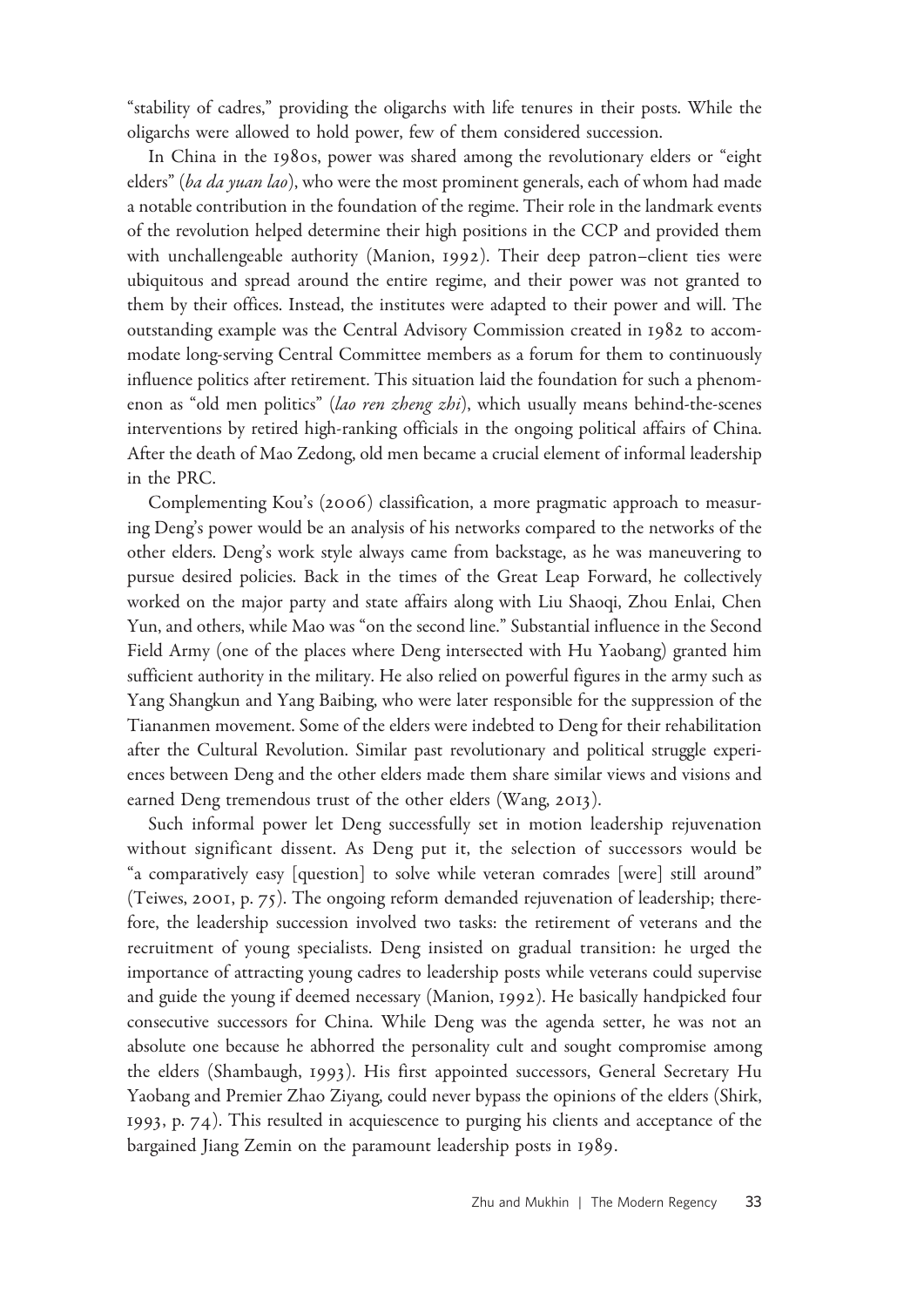"stability of cadres," providing the oligarchs with life tenures in their posts. While the oligarchs were allowed to hold power, few of them considered succession.

In China in the 1980s, power was shared among the revolutionary elders or "eight elders" (*ba da yuan lao*), who were the most prominent generals, each of whom had made a notable contribution in the foundation of the regime. Their role in the landmark events of the revolution helped determine their high positions in the CCP and provided them with unchallengeable authority (Manion, 1992). Their deep patron–client ties were ubiquitous and spread around the entire regime, and their power was not granted to them by their offices. Instead, the institutes were adapted to their power and will. The outstanding example was the Central Advisory Commission created in 1982 to accommodate long-serving Central Committee members as a forum for them to continuously influence politics after retirement. This situation laid the foundation for such a phenomenon as "old men politics" (*lao ren zheng zhi*), which usually means behind-the-scenes interventions by retired high-ranking officials in the ongoing political affairs of China. After the death of Mao Zedong, old men became a crucial element of informal leadership in the PRC.

Complementing Kou's (2006) classification, a more pragmatic approach to measuring Deng's power would be an analysis of his networks compared to the networks of the other elders. Deng's work style always came from backstage, as he was maneuvering to pursue desired policies. Back in the times of the Great Leap Forward, he collectively worked on the major party and state affairs along with Liu Shaoqi, Zhou Enlai, Chen Yun, and others, while Mao was "on the second line." Substantial influence in the Second Field Army (one of the places where Deng intersected with Hu Yaobang) granted him sufficient authority in the military. He also relied on powerful figures in the army such as Yang Shangkun and Yang Baibing, who were later responsible for the suppression of the Tiananmen movement. Some of the elders were indebted to Deng for their rehabilitation after the Cultural Revolution. Similar past revolutionary and political struggle experiences between Deng and the other elders made them share similar views and visions and earned Deng tremendous trust of the other elders (Wang, 2013).

Such informal power let Deng successfully set in motion leadership rejuvenation without significant dissent. As Deng put it, the selection of successors would be "a comparatively easy [question] to solve while veteran comrades [were] still around" (Teiwes, 2001, p. 75). The ongoing reform demanded rejuvenation of leadership; therefore, the leadership succession involved two tasks: the retirement of veterans and the recruitment of young specialists. Deng insisted on gradual transition: he urged the importance of attracting young cadres to leadership posts while veterans could supervise and guide the young if deemed necessary (Manion, 1992). He basically handpicked four consecutive successors for China. While Deng was the agenda setter, he was not an absolute one because he abhorred the personality cult and sought compromise among the elders (Shambaugh, 1993). His first appointed successors, General Secretary Hu Yaobang and Premier Zhao Ziyang, could never bypass the opinions of the elders (Shirk, 1993, p. 74). This resulted in acquiescence to purging his clients and acceptance of the bargained Jiang Zemin on the paramount leadership posts in 1989.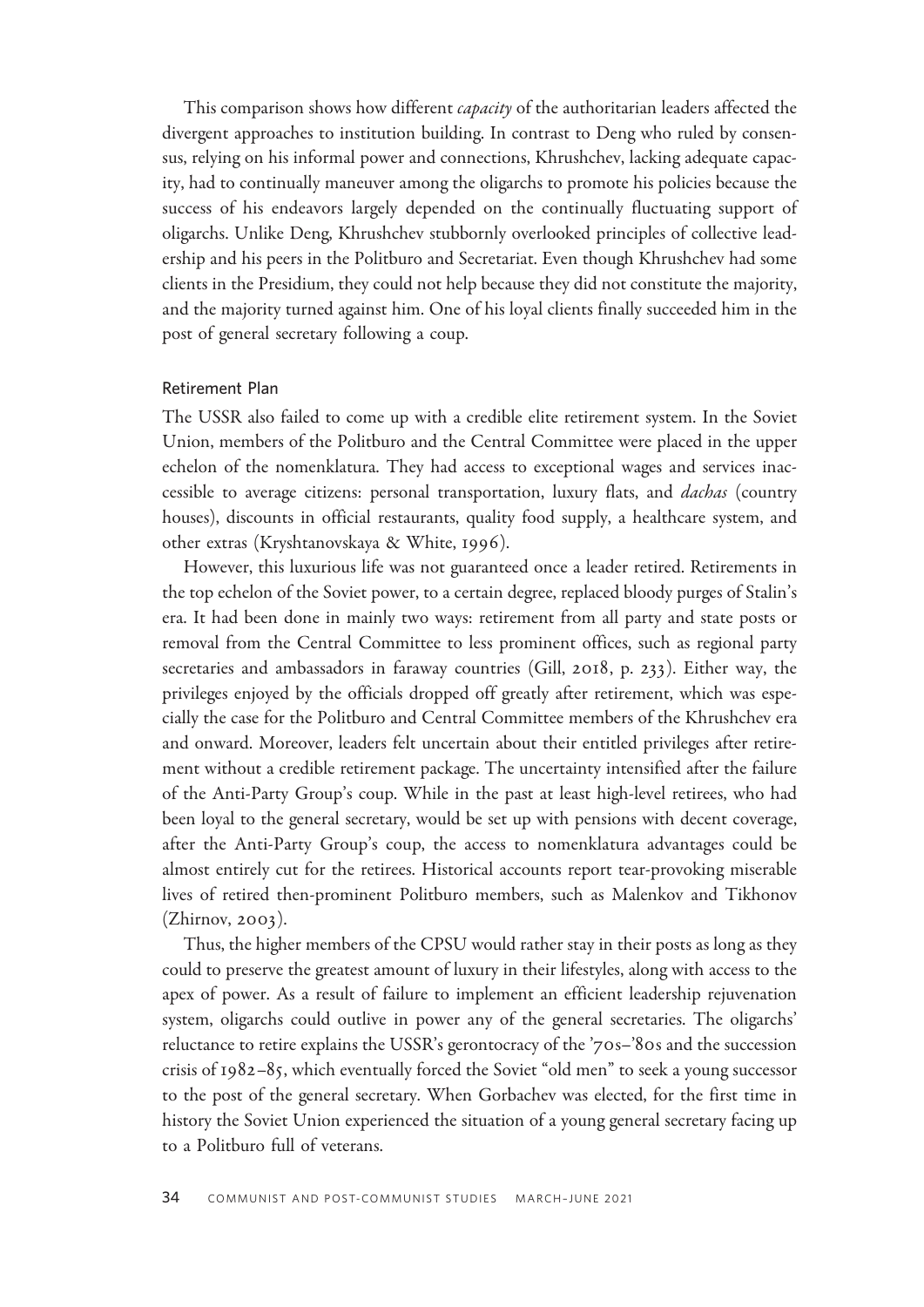This comparison shows how different *capacity* of the authoritarian leaders affected the divergent approaches to institution building. In contrast to Deng who ruled by consensus, relying on his informal power and connections, Khrushchev, lacking adequate capacity, had to continually maneuver among the oligarchs to promote his policies because the success of his endeavors largely depended on the continually fluctuating support of oligarchs. Unlike Deng, Khrushchev stubbornly overlooked principles of collective leadership and his peers in the Politburo and Secretariat. Even though Khrushchev had some clients in the Presidium, they could not help because they did not constitute the majority, and the majority turned against him. One of his loyal clients finally succeeded him in the post of general secretary following a coup.

### Retirement Plan

The USSR also failed to come up with a credible elite retirement system. In the Soviet Union, members of the Politburo and the Central Committee were placed in the upper echelon of the nomenklatura. They had access to exceptional wages and services inaccessible to average citizens: personal transportation, luxury flats, and *dachas* (country houses), discounts in official restaurants, quality food supply, a healthcare system, and other extras (Kryshtanovskaya & White, 1996).

However, this luxurious life was not guaranteed once a leader retired. Retirements in the top echelon of the Soviet power, to a certain degree, replaced bloody purges of Stalin's era. It had been done in mainly two ways: retirement from all party and state posts or removal from the Central Committee to less prominent offices, such as regional party secretaries and ambassadors in faraway countries (Gill, 2018, p. 233). Either way, the privileges enjoyed by the officials dropped off greatly after retirement, which was especially the case for the Politburo and Central Committee members of the Khrushchev era and onward. Moreover, leaders felt uncertain about their entitled privileges after retirement without a credible retirement package. The uncertainty intensified after the failure of the Anti-Party Group's coup. While in the past at least high-level retirees, who had been loyal to the general secretary, would be set up with pensions with decent coverage, after the Anti-Party Group's coup, the access to nomenklatura advantages could be almost entirely cut for the retirees. Historical accounts report tear-provoking miserable lives of retired then-prominent Politburo members, such as Malenkov and Tikhonov (Zhirnov, 2003).

Thus, the higher members of the CPSU would rather stay in their posts as long as they could to preserve the greatest amount of luxury in their lifestyles, along with access to the apex of power. As a result of failure to implement an efficient leadership rejuvenation system, oligarchs could outlive in power any of the general secretaries. The oligarchs' reluctance to retire explains the USSR's gerontocracy of the '70s–'80s and the succession crisis of 1982–85, which eventually forced the Soviet "old men" to seek a young successor to the post of the general secretary. When Gorbachev was elected, for the first time in history the Soviet Union experienced the situation of a young general secretary facing up to a Politburo full of veterans.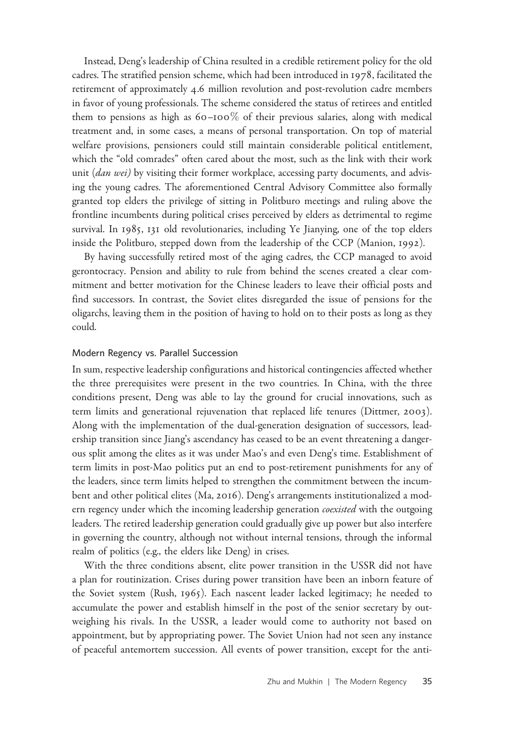Instead, Deng's leadership of China resulted in a credible retirement policy for the old cadres. The stratified pension scheme, which had been introduced in 1978, facilitated the retirement of approximately 4.6 million revolution and post-revolution cadre members in favor of young professionals. The scheme considered the status of retirees and entitled them to pensions as high as 60–100% of their previous salaries, along with medical treatment and, in some cases, a means of personal transportation. On top of material welfare provisions, pensioners could still maintain considerable political entitlement, which the "old comrades" often cared about the most, such as the link with their work unit (*dan wei)* by visiting their former workplace, accessing party documents, and advising the young cadres. The aforementioned Central Advisory Committee also formally granted top elders the privilege of sitting in Politburo meetings and ruling above the frontline incumbents during political crises perceived by elders as detrimental to regime survival. In 1985, 131 old revolutionaries, including Ye Jianying, one of the top elders inside the Politburo, stepped down from the leadership of the CCP (Manion, 1992).

By having successfully retired most of the aging cadres, the CCP managed to avoid gerontocracy. Pension and ability to rule from behind the scenes created a clear commitment and better motivation for the Chinese leaders to leave their official posts and find successors. In contrast, the Soviet elites disregarded the issue of pensions for the oligarchs, leaving them in the position of having to hold on to their posts as long as they could.

### Modern Regency vs. Parallel Succession

In sum, respective leadership configurations and historical contingencies affected whether the three prerequisites were present in the two countries. In China, with the three conditions present, Deng was able to lay the ground for crucial innovations, such as term limits and generational rejuvenation that replaced life tenures (Dittmer, 2003). Along with the implementation of the dual-generation designation of successors, leadership transition since Jiang's ascendancy has ceased to be an event threatening a dangerous split among the elites as it was under Mao's and even Deng's time. Establishment of term limits in post-Mao politics put an end to post-retirement punishments for any of the leaders, since term limits helped to strengthen the commitment between the incumbent and other political elites (Ma, 2016). Deng's arrangements institutionalized a modern regency under which the incoming leadership generation *coexisted* with the outgoing leaders. The retired leadership generation could gradually give up power but also interfere in governing the country, although not without internal tensions, through the informal realm of politics (e.g., the elders like Deng) in crises.

With the three conditions absent, elite power transition in the USSR did not have a plan for routinization. Crises during power transition have been an inborn feature of the Soviet system (Rush, 1965). Each nascent leader lacked legitimacy; he needed to accumulate the power and establish himself in the post of the senior secretary by outweighing his rivals. In the USSR, a leader would come to authority not based on appointment, but by appropriating power. The Soviet Union had not seen any instance of peaceful antemortem succession. All events of power transition, except for the anti-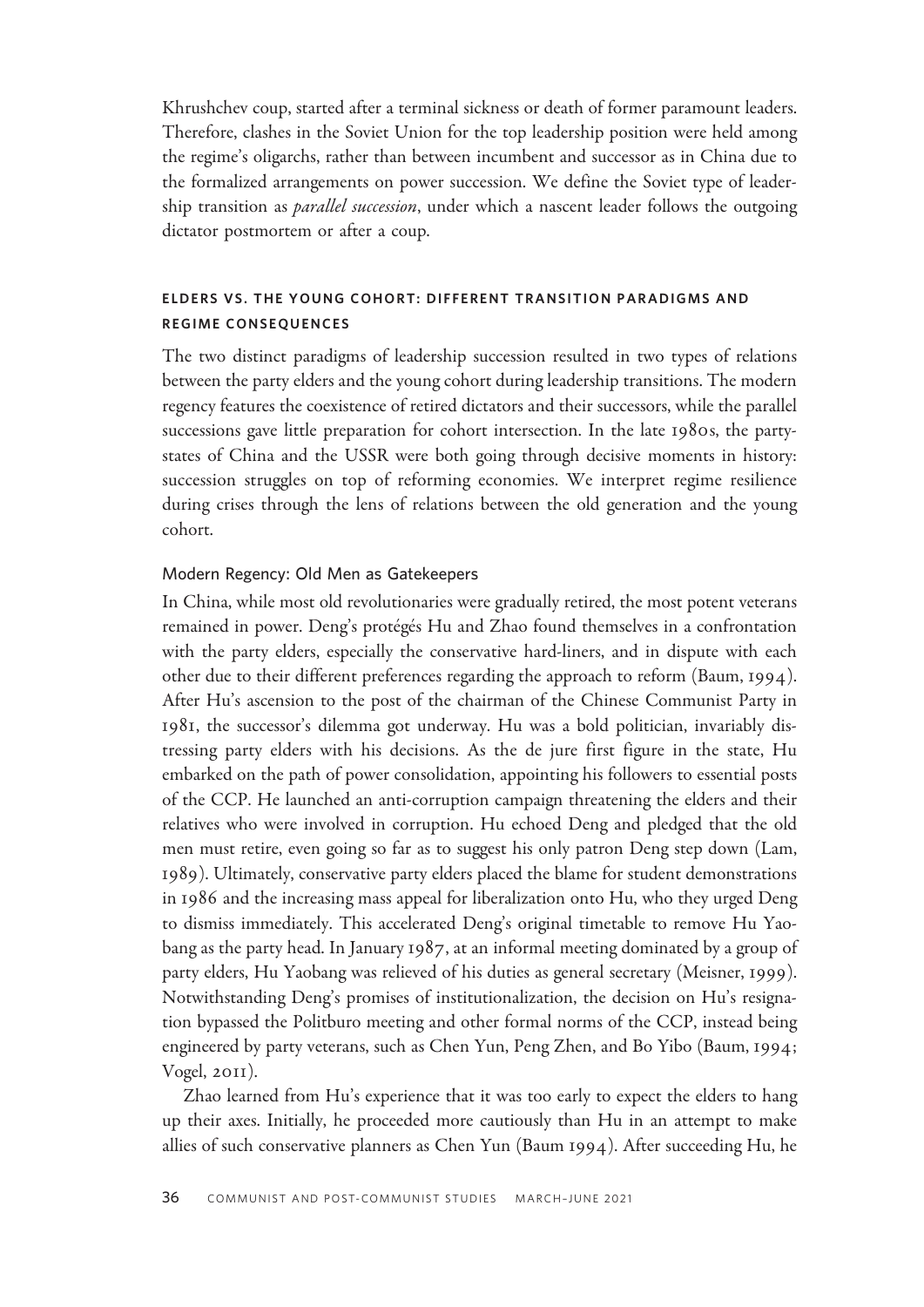Khrushchev coup, started after a terminal sickness or death of former paramount leaders. Therefore, clashes in the Soviet Union for the top leadership position were held among the regime's oligarchs, rather than between incumbent and successor as in China due to the formalized arrangements on power succession. We define the Soviet type of leadership transition as *parallel succession*, under which a nascent leader follows the outgoing dictator postmortem or after a coup.

## ELDERS VS. THE YOUNG COHORT: DIFFERENT TRANSITION PARADIGMS AND REGIME CONSEQUENCES

The two distinct paradigms of leadership succession resulted in two types of relations between the party elders and the young cohort during leadership transitions. The modern regency features the coexistence of retired dictators and their successors, while the parallel successions gave little preparation for cohort intersection. In the late 1980s, the party-states of China and the USSR were both going through decisive moments in history: succession struggles on top of reforming economies. We interpret regime resilience during crises through the lens of relations between the old generation and the young cohort.

### Modern Regency: Old Men as Gatekeepers

In China, while most old revolutionaries were gradually retired, the most potent veterans remained in power. Deng's protégés Hu and Zhao found themselves in a confrontation with the party elders, especially the conservative hard-liners, and in dispute with each other due to their different preferences regarding the approach to reform (Baum, 1994). After Hu's ascension to the post of the chairman of the Chinese Communist Party in 1981, the successor's dilemma got underway. Hu was a bold politician, invariably distressing party elders with his decisions. As the de jure first figure in the state, Hu embarked on the path of power consolidation, appointing his followers to essential posts of the CCP. He launched an anti-corruption campaign threatening the elders and their relatives who were involved in corruption. Hu echoed Deng and pledged that the old men must retire, even going so far as to suggest his only patron Deng step down (Lam, 1989). Ultimately, conservative party elders placed the blame for student demonstrations in 1986 and the increasing mass appeal for liberalization onto Hu, who they urged Deng to dismiss immediately. This accelerated Deng's original timetable to remove Hu Yaobang as the party head. In January 1987, at an informal meeting dominated by a group of party elders, Hu Yaobang was relieved of his duties as general secretary (Meisner, 1999). Notwithstanding Deng's promises of institutionalization, the decision on Hu's resignation bypassed the Politburo meeting and other formal norms of the CCP, instead being engineered by party veterans, such as Chen Yun, Peng Zhen, and Bo Yibo (Baum, 1994; Vogel, 2011).

Zhao learned from Hu's experience that it was too early to expect the elders to hang up their axes. Initially, he proceeded more cautiously than Hu in an attempt to make allies of such conservative planners as Chen Yun (Baum 1994). After succeeding Hu, he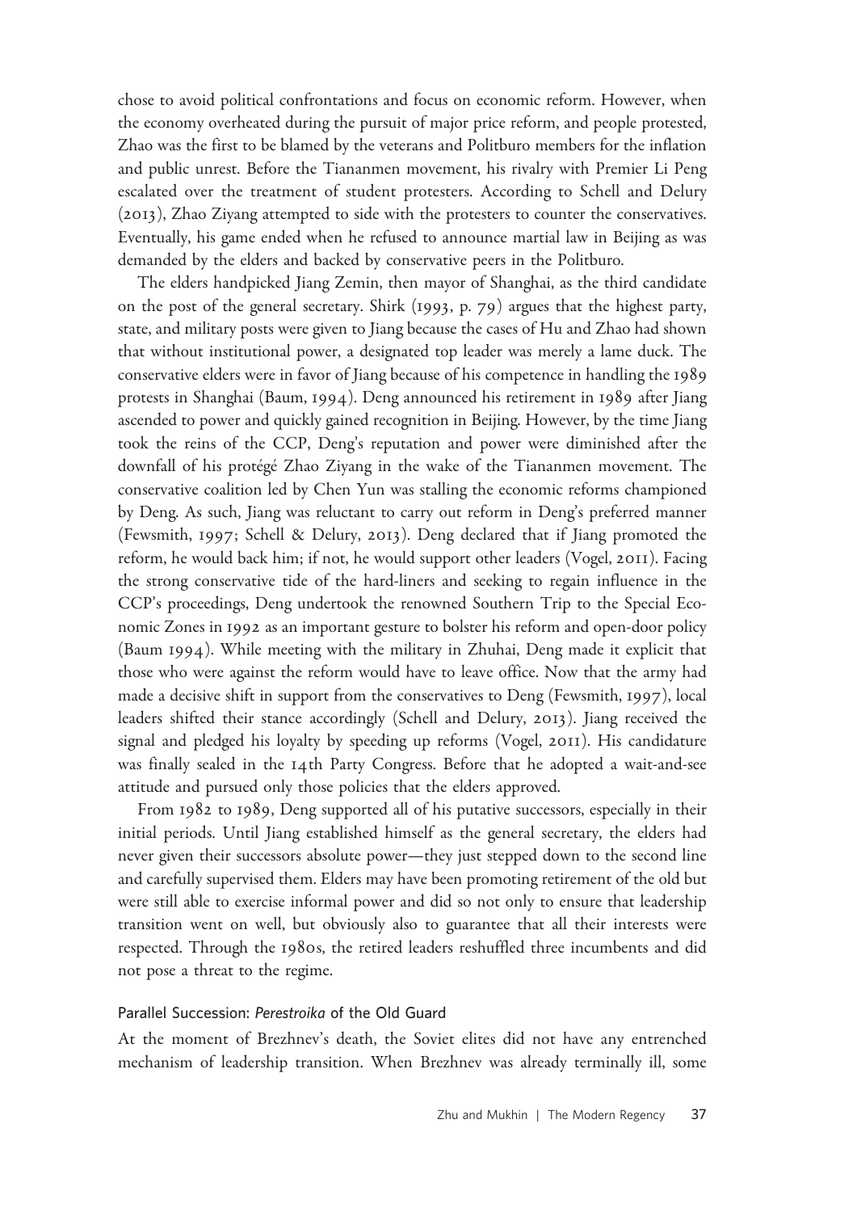chose to avoid political confrontations and focus on economic reform. However, when the economy overheated during the pursuit of major price reform, and people protested, Zhao was the first to be blamed by the veterans and Politburo members for the inflation and public unrest. Before the Tiananmen movement, his rivalry with Premier Li Peng escalated over the treatment of student protesters. According to Schell and Delury (2013), Zhao Ziyang attempted to side with the protesters to counter the conservatives. Eventually, his game ended when he refused to announce martial law in Beijing as was demanded by the elders and backed by conservative peers in the Politburo.

The elders handpicked Jiang Zemin, then mayor of Shanghai, as the third candidate on the post of the general secretary. Shirk (1993, p. 79) argues that the highest party, state, and military posts were given to Jiang because the cases of Hu and Zhao had shown that without institutional power, a designated top leader was merely a lame duck. The conservative elders were in favor of Jiang because of his competence in handling the 1989 protests in Shanghai (Baum, 1994). Deng announced his retirement in 1989 after Jiang ascended to power and quickly gained recognition in Beijing. However, by the time Jiang took the reins of the CCP, Deng's reputation and power were diminished after the downfall of his protégé Zhao Ziyang in the wake of the Tiananmen movement. The conservative coalition led by Chen Yun was stalling the economic reforms championed by Deng. As such, Jiang was reluctant to carry out reform in Deng's preferred manner (Fewsmith, 1997; Schell & Delury, 2013). Deng declared that if Jiang promoted the reform, he would back him; if not, he would support other leaders (Vogel, 2011). Facing the strong conservative tide of the hard-liners and seeking to regain influence in the CCP's proceedings, Deng undertook the renowned Southern Trip to the Special Economic Zones in 1992 as an important gesture to bolster his reform and open-door policy (Baum 1994). While meeting with the military in Zhuhai, Deng made it explicit that those who were against the reform would have to leave office. Now that the army had made a decisive shift in support from the conservatives to Deng (Fewsmith, 1997), local leaders shifted their stance accordingly (Schell and Delury, 2013). Jiang received the signal and pledged his loyalty by speeding up reforms (Vogel, 2011). His candidature was finally sealed in the 14th Party Congress. Before that he adopted a wait-and-see attitude and pursued only those policies that the elders approved.

From 1982 to 1989, Deng supported all of his putative successors, especially in their initial periods. Until Jiang established himself as the general secretary, the elders had never given their successors absolute power—they just stepped down to the second line and carefully supervised them. Elders may have been promoting retirement of the old but were still able to exercise informal power and did so not only to ensure that leadership transition went on well, but obviously also to guarantee that all their interests were respected. Through the 1980s, the retired leaders reshuffled three incumbents and did not pose a threat to the regime.

### Parallel Succession: *Perestroika* of the Old Guard

At the moment of Brezhnev's death, the Soviet elites did not have any entrenched mechanism of leadership transition. When Brezhnev was already terminally ill, some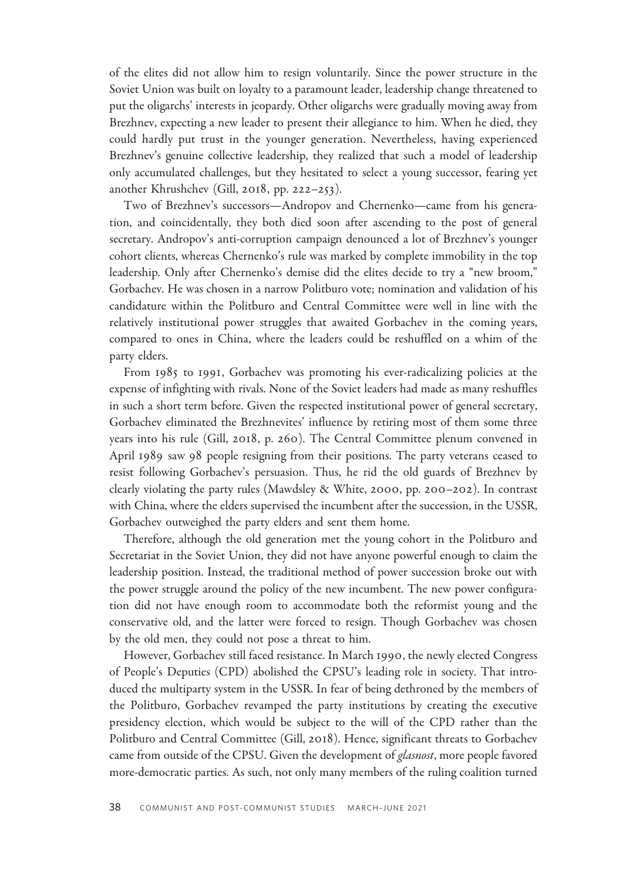of the elites did not allow him to resign voluntarily. Since the power structure in the Soviet Union was built on loyalty to a paramount leader, leadership change threatened to put the oligarchs' interests in jeopardy. Other oligarchs were gradually moving away from Brezhnev, expecting a new leader to present their allegiance to him. When he died, they could hardly put trust in the younger generation. Nevertheless, having experienced Brezhnev's genuine collective leadership, they realized that such a model of leadership only accumulated challenges, but they hesitated to select a young successor, fearing yet another Khrushchev (Gill, 2018, pp. 222–253).

Two of Brezhnev's successors—Andropov and Chernenko—came from his generation, and coincidentally, they both died soon after ascending to the post of general secretary. Andropov's anti-corruption campaign denounced a lot of Brezhnev's younger cohort clients, whereas Chernenko's rule was marked by complete immobility in the top leadership. Only after Chernenko's demise did the elites decide to try a "new broom," Gorbachev. He was chosen in a narrow Politburo vote; nomination and validation of his candidature within the Politburo and Central Committee were well in line with the relatively institutional power struggles that awaited Gorbachev in the coming years, compared to ones in China, where the leaders could be reshuffled on a whim of the party elders.

From 1985 to 1991, Gorbachev was promoting his ever-radicalizing policies at the expense of infighting with rivals. None of the Soviet leaders had made as many reshuffles in such a short term before. Given the respected institutional power of general secretary, Gorbachev eliminated the Brezhnevites' influence by retiring most of them some three years into his rule (Gill, 2018, p. 260). The Central Committee plenum convened in April 1989 saw 98 people resigning from their positions. The party veterans ceased to resist following Gorbachev's persuasion. Thus, he rid the old guards of Brezhnev by clearly violating the party rules (Mawdsley & White, 2000, pp. 200–202). In contrast with China, where the elders supervised the incumbent after the succession, in the USSR, Gorbachev outweighed the party elders and sent them home.

Therefore, although the old generation met the young cohort in the Politburo and Secretariat in the Soviet Union, they did not have anyone powerful enough to claim the leadership position. Instead, the traditional method of power succession broke out with the power struggle around the policy of the new incumbent. The new power configuration did not have enough room to accommodate both the reformist young and the conservative old, and the latter were forced to resign. Though Gorbachev was chosen by the old men, they could not pose a threat to him.

However, Gorbachev still faced resistance. In March 1990, the newly elected Congress of People's Deputies (CPD) abolished the CPSU's leading role in society. That introduced the multiparty system in the USSR. In fear of being dethroned by the members of the Politburo, Gorbachev revamped the party institutions by creating the executive presidency election, which would be subject to the will of the CPD rather than the Politburo and Central Committee (Gill, 2018). Hence, significant threats to Gorbachev came from outside of the CPSU. Given the development of *glasnost*, more people favored more-democratic parties. As such, not only many members of the ruling coalition turned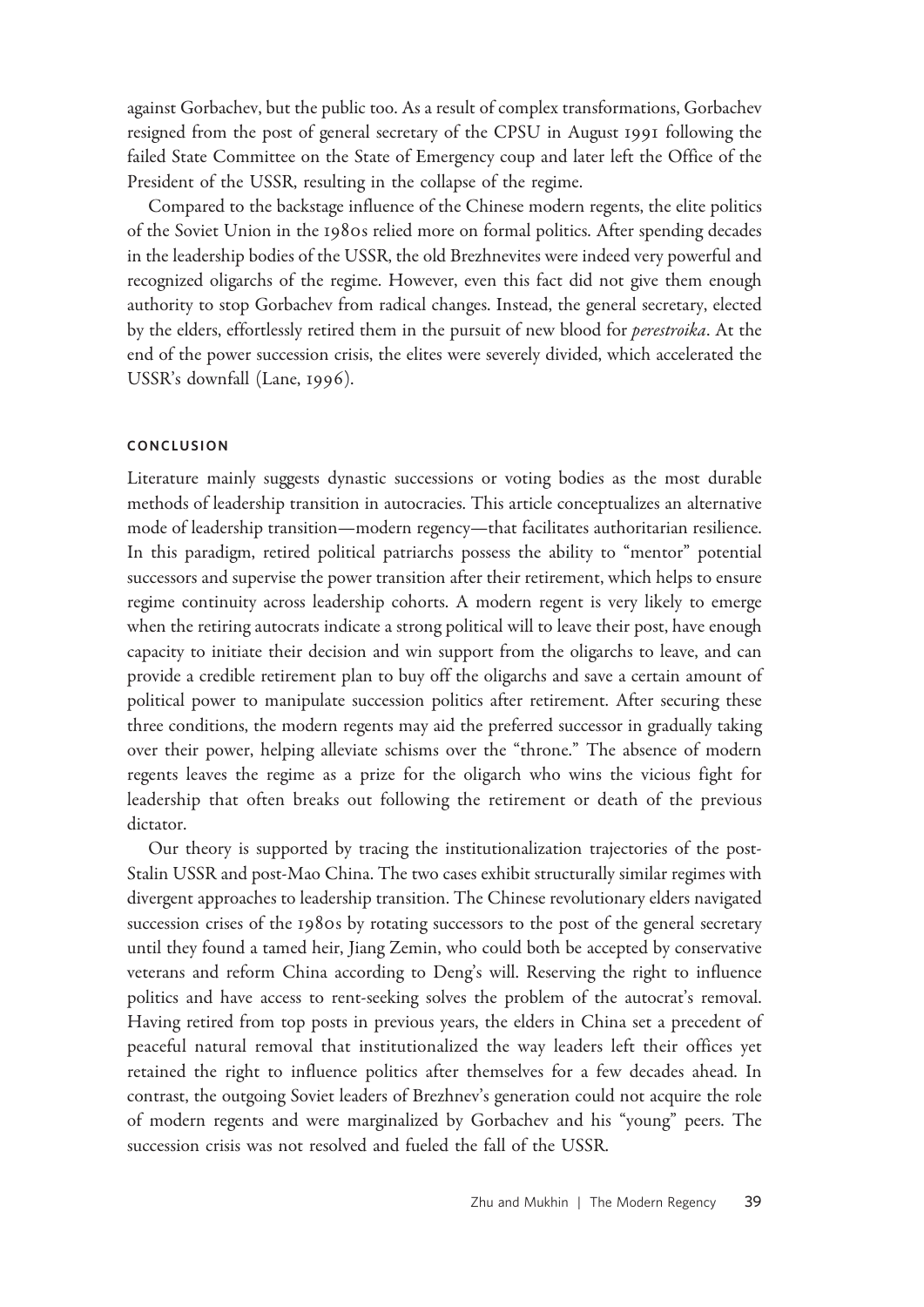against Gorbachev, but the public too. As a result of complex transformations, Gorbachev resigned from the post of general secretary of the CPSU in August 1991 following the failed State Committee on the State of Emergency coup and later left the Office of the President of the USSR, resulting in the collapse of the regime.

Compared to the backstage influence of the Chinese modern regents, the elite politics of the Soviet Union in the 1980s relied more on formal politics. After spending decades in the leadership bodies of the USSR, the old Brezhnevites were indeed very powerful and recognized oligarchs of the regime. However, even this fact did not give them enough authority to stop Gorbachev from radical changes. Instead, the general secretary, elected by the elders, effortlessly retired them in the pursuit of new blood for *perestroika*. At the end of the power succession crisis, the elites were severely divided, which accelerated the USSR's downfall (Lane, 1996).

## CONCLUSION

Literature mainly suggests dynastic successions or voting bodies as the most durable methods of leadership transition in autocracies. This article conceptualizes an alternative mode of leadership transition—modern regency—that facilitates authoritarian resilience. In this paradigm, retired political patriarchs possess the ability to "mentor" potential successors and supervise the power transition after their retirement, which helps to ensure regime continuity across leadership cohorts. A modern regent is very likely to emerge when the retiring autocrats indicate a strong political will to leave their post, have enough capacity to initiate their decision and win support from the oligarchs to leave, and can provide a credible retirement plan to buy off the oligarchs and save a certain amount of political power to manipulate succession politics after retirement. After securing these three conditions, the modern regents may aid the preferred successor in gradually taking over their power, helping alleviate schisms over the "throne." The absence of modern regents leaves the regime as a prize for the oligarch who wins the vicious fight for leadership that often breaks out following the retirement or death of the previous dictator.

Our theory is supported by tracing the institutionalization trajectories of the post-Stalin USSR and post-Mao China. The two cases exhibit structurally similar regimes with divergent approaches to leadership transition. The Chinese revolutionary elders navigated succession crises of the 1980s by rotating successors to the post of the general secretary until they found a tamed heir, Jiang Zemin, who could both be accepted by conservative veterans and reform China according to Deng's will. Reserving the right to influence politics and have access to rent-seeking solves the problem of the autocrat's removal. Having retired from top posts in previous years, the elders in China set a precedent of peaceful natural removal that institutionalized the way leaders left their offices yet retained the right to influence politics after themselves for a few decades ahead. In contrast, the outgoing Soviet leaders of Brezhnev's generation could not acquire the role of modern regents and were marginalized by Gorbachev and his "young" peers. The succession crisis was not resolved and fueled the fall of the USSR.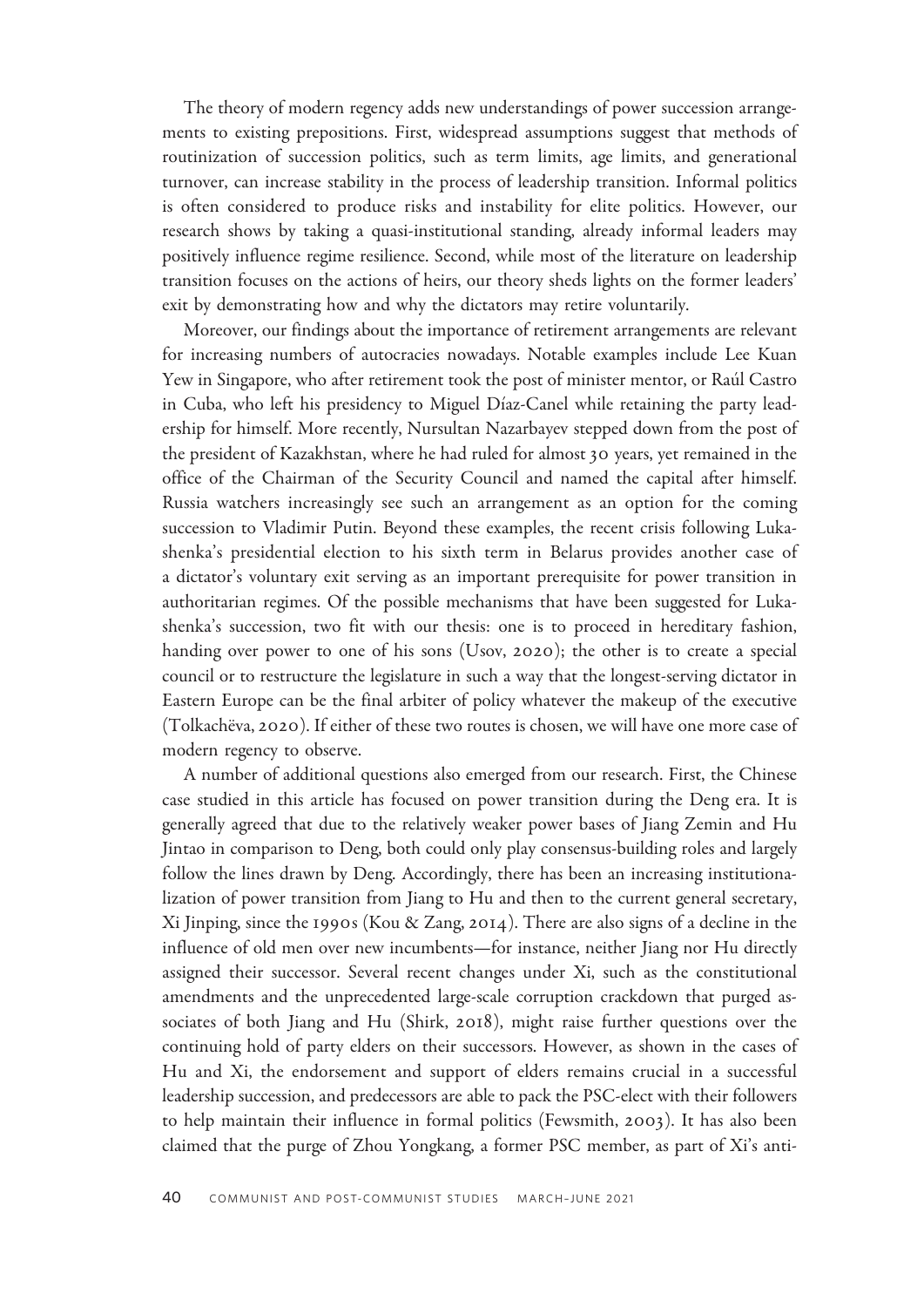The theory of modern regency adds new understandings of power succession arrangements to existing prepositions. First, widespread assumptions suggest that methods of routinization of succession politics, such as term limits, age limits, and generational turnover, can increase stability in the process of leadership transition. Informal politics is often considered to produce risks and instability for elite politics. However, our research shows by taking a quasi-institutional standing, already informal leaders may positively influence regime resilience. Second, while most of the literature on leadership transition focuses on the actions of heirs, our theory sheds lights on the former leaders' exit by demonstrating how and why the dictators may retire voluntarily.

Moreover, our findings about the importance of retirement arrangements are relevant for increasing numbers of autocracies nowadays. Notable examples include Lee Kuan Yew in Singapore, who after retirement took the post of minister mentor, or Raúl Castro in Cuba, who left his presidency to Miguel Díaz-Canel while retaining the party leadership for himself. More recently, Nursultan Nazarbayev stepped down from the post of the president of Kazakhstan, where he had ruled for almost 30 years, yet remained in the office of the Chairman of the Security Council and named the capital after himself. Russia watchers increasingly see such an arrangement as an option for the coming succession to Vladimir Putin. Beyond these examples, the recent crisis following Lukashenka's presidential election to his sixth term in Belarus provides another case of a dictator's voluntary exit serving as an important prerequisite for power transition in authoritarian regimes. Of the possible mechanisms that have been suggested for Lukashenka's succession, two fit with our thesis: one is to proceed in hereditary fashion, handing over power to one of his sons (Usov, 2020); the other is to create a special council or to restructure the legislature in such a way that the longest-serving dictator in Eastern Europe can be the final arbiter of policy whatever the makeup of the executive (Tolkachëva, 2020). If either of these two routes is chosen, we will have one more case of modern regency to observe.

A number of additional questions also emerged from our research. First, the Chinese case studied in this article has focused on power transition during the Deng era. It is generally agreed that due to the relatively weaker power bases of Jiang Zemin and Hu Jintao in comparison to Deng, both could only play consensus-building roles and largely follow the lines drawn by Deng. Accordingly, there has been an increasing institutionalization of power transition from Jiang to Hu and then to the current general secretary, Xi Jinping, since the 1990s (Kou & Zang, 2014). There are also signs of a decline in the influence of old men over new incumbents—for instance, neither Jiang nor Hu directly assigned their successor. Several recent changes under Xi, such as the constitutional amendments and the unprecedented large-scale corruption crackdown that purged associates of both Jiang and Hu (Shirk, 2018), might raise further questions over the continuing hold of party elders on their successors. However, as shown in the cases of Hu and Xi, the endorsement and support of elders remains crucial in a successful leadership succession, and predecessors are able to pack the PSC-elect with their followers to help maintain their influence in formal politics (Fewsmith, 2003). It has also been claimed that the purge of Zhou Yongkang, a former PSC member, as part of Xi's anti-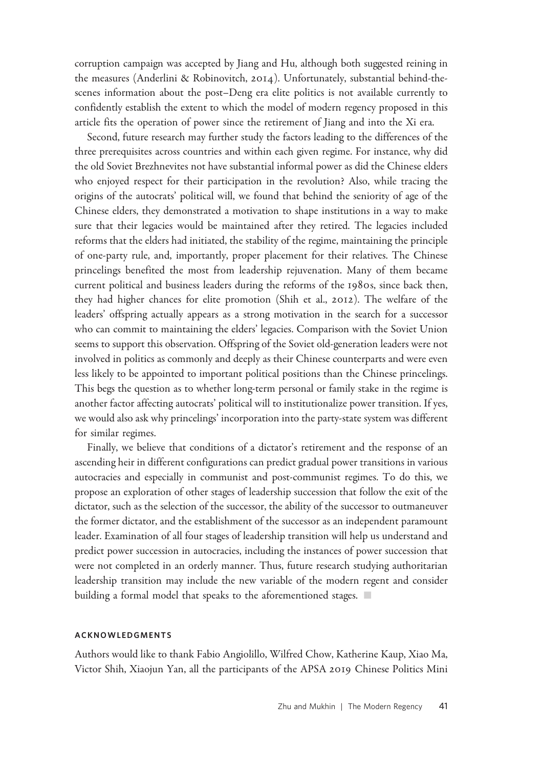corruption campaign was accepted by Jiang and Hu, although both suggested reining in the measures (Anderlini & Robinovitch, 2014). Unfortunately, substantial behind-the-scenes information about the post–Deng era elite politics is not available currently to confidently establish the extent to which the model of modern regency proposed in this article fits the operation of power since the retirement of Jiang and into the Xi era.

Second, future research may further study the factors leading to the differences of the three prerequisites across countries and within each given regime. For instance, why did the old Soviet Brezhnevites not have substantial informal power as did the Chinese elders who enjoyed respect for their participation in the revolution? Also, while tracing the origins of the autocrats' political will, we found that behind the seniority of age of the Chinese elders, they demonstrated a motivation to shape institutions in a way to make sure that their legacies would be maintained after they retired. The legacies included reforms that the elders had initiated, the stability of the regime, maintaining the principle of one-party rule, and, importantly, proper placement for their relatives. The Chinese princelings benefited the most from leadership rejuvenation. Many of them became current political and business leaders during the reforms of the 1980s, since back then, they had higher chances for elite promotion (Shih et al., 2012). The welfare of the leaders' offspring actually appears as a strong motivation in the search for a successor who can commit to maintaining the elders' legacies. Comparison with the Soviet Union seems to support this observation. Offspring of the Soviet old-generation leaders were not involved in politics as commonly and deeply as their Chinese counterparts and were even less likely to be appointed to important political positions than the Chinese princelings. This begs the question as to whether long-term personal or family stake in the regime is another factor affecting autocrats' political will to institutionalize power transition. If yes, we would also ask why princelings' incorporation into the party-state system was different for similar regimes.

Finally, we believe that conditions of a dictator's retirement and the response of an ascending heir in different configurations can predict gradual power transitions in various autocracies and especially in communist and post-communist regimes. To do this, we propose an exploration of other stages of leadership succession that follow the exit of the dictator, such as the selection of the successor, the ability of the successor to outmaneuver the former dictator, and the establishment of the successor as an independent paramount leader. Examination of all four stages of leadership transition will help us understand and predict power succession in autocracies, including the instances of power succession that were not completed in an orderly manner. Thus, future research studying authoritarian leadership transition may include the new variable of the modern regent and consider building a formal model that speaks to the aforementioned stages. ■

## ACKNOWLEDGMENTS

Authors would like to thank Fabio Angiolillo, Wilfred Chow, Katherine Kaup, Xiao Ma, Victor Shih, Xiaojun Yan, all the participants of the APSA 2019 Chinese Politics Mini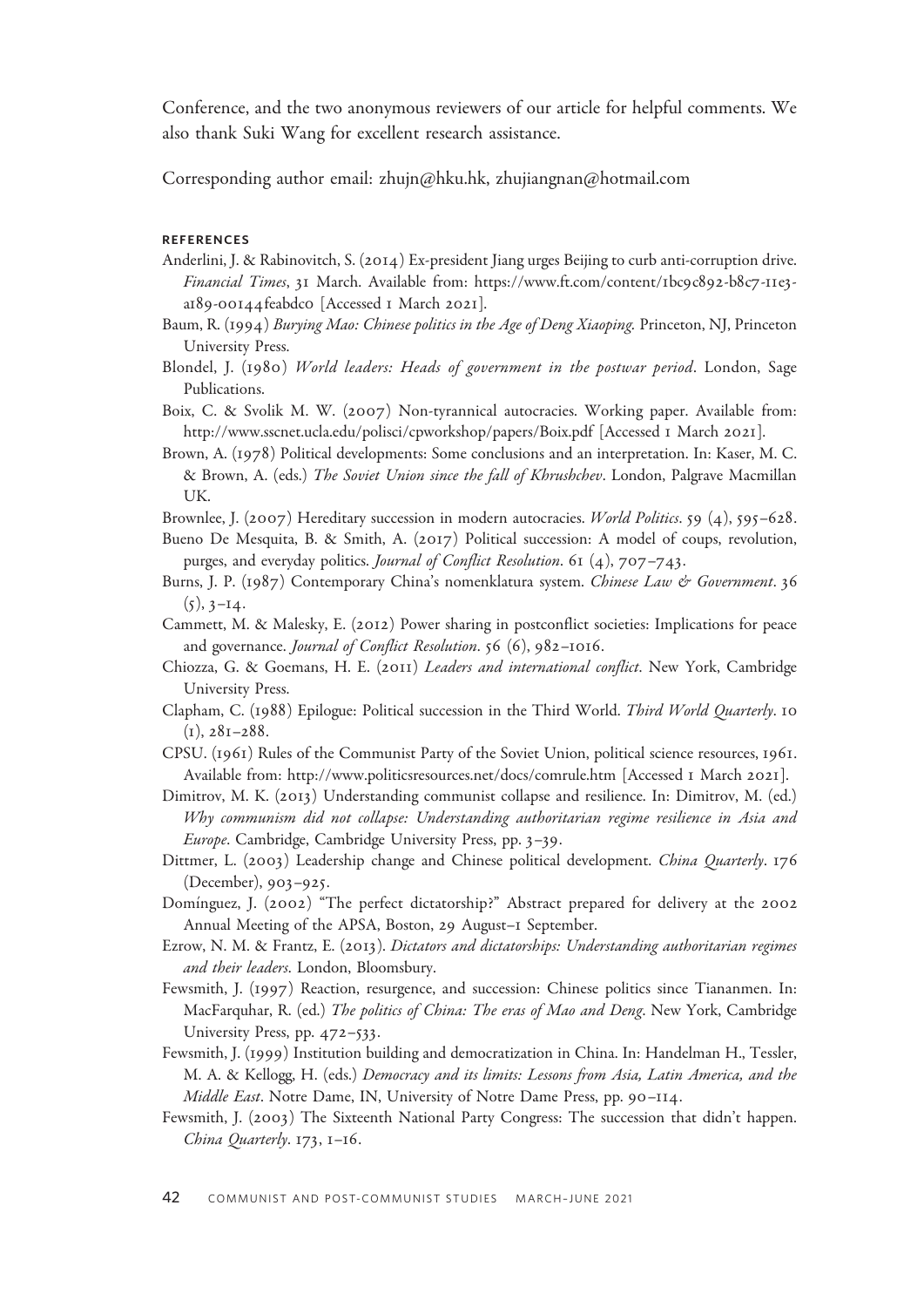Conference, and the two anonymous reviewers of our article for helpful comments. We also thank Suki Wang for excellent research assistance.

Corresponding author email: zhujn@hku.hk, zhujiangnan@hotmail.com

## REFERENCES

Anderlini, J. & Rabinovitch, S. (2014) Ex-president Jiang urges Beijing to curb anti-corruption drive. *Financial Times*, 31 March. Available from: https://www.ft.com/content/1bc9c892-b8c7-11e3-a189-00144feabdc0 [Accessed 1 March 2021].

Baum, R. (1994) *Burying Mao: Chinese politics in the Age of Deng Xiaoping*. Princeton, NJ, Princeton University Press.

Blondel, J. (1980) *World leaders: Heads of government in the postwar period*. London, Sage Publications.

Boix, C. & Svolik M. W. (2007) Non-tyrannical autocracies. Working paper. Available from: http://www.sscnet.ucla.edu/polisci/cpworkshop/papers/Boix.pdf [Accessed 1 March 2021].

Brown, A. (1978) Political developments: Some conclusions and an interpretation. In: Kaser, M. C. & Brown, A. (eds.) *The Soviet Union since the fall of Khrushchev*. London, Palgrave Macmillan UK.

Brownlee, J. (2007) Hereditary succession in modern autocracies. *World Politics*. 59 (4), 595–628.

Bueno De Mesquita, B. & Smith, A. (2017) Political succession: A model of coups, revolution, purges, and everyday politics. *Journal of Conflict Resolution*. 61 (4), 707–743.

Burns, J. P. (1987) Contemporary China's nomenklatura system. *Chinese Law & Government*. 36 (5), 3–14.

Cammett, M. & Malesky, E. (2012) Power sharing in postconflict societies: Implications for peace and governance. *Journal of Conflict Resolution*. 56 (6), 982–1016.

Chiozza, G. & Goemans, H. E. (2011) *Leaders and international conflict*. New York, Cambridge University Press.

Clapham, C. (1988) Epilogue: Political succession in the Third World. *Third World Quarterly*. 10 (1), 281–288.

CPSU. (1961) Rules of the Communist Party of the Soviet Union, political science resources, 1961. Available from: http://www.politicsresources.net/docs/comrule.htm [Accessed 1 March 2021].

Dimitrov, M. K. (2013) Understanding communist collapse and resilience. In: Dimitrov, M. (ed.) *Why communism did not collapse: Understanding authoritarian regime resilience in Asia and Europe*. Cambridge, Cambridge University Press, pp. 3–39.

Dittmer, L. (2003) Leadership change and Chinese political development. *China Quarterly*. 176 (December), 903–925.

Domínguez, J. (2002) "The perfect dictatorship?" Abstract prepared for delivery at the 2002 Annual Meeting of the APSA, Boston, 29 August–1 September.

Ezrow, N. M. & Frantz, E. (2013). *Dictators and dictatorships: Understanding authoritarian regimes and their leaders*. London, Bloomsbury.

Fewsmith, J. (1997) Reaction, resurgence, and succession: Chinese politics since Tiananmen. In: MacFarquhar, R. (ed.) *The politics of China: The eras of Mao and Deng*. New York, Cambridge University Press, pp. 472–533.

Fewsmith, J. (1999) Institution building and democratization in China. In: Handelman H., Tessler, M. A. & Kellogg, H. (eds.) *Democracy and its limits: Lessons from Asia, Latin America, and the Middle East*. Notre Dame, IN, University of Notre Dame Press, pp. 90–114.

Fewsmith, J. (2003) The Sixteenth National Party Congress: The succession that didn't happen. *China Quarterly*. 173, 1–16.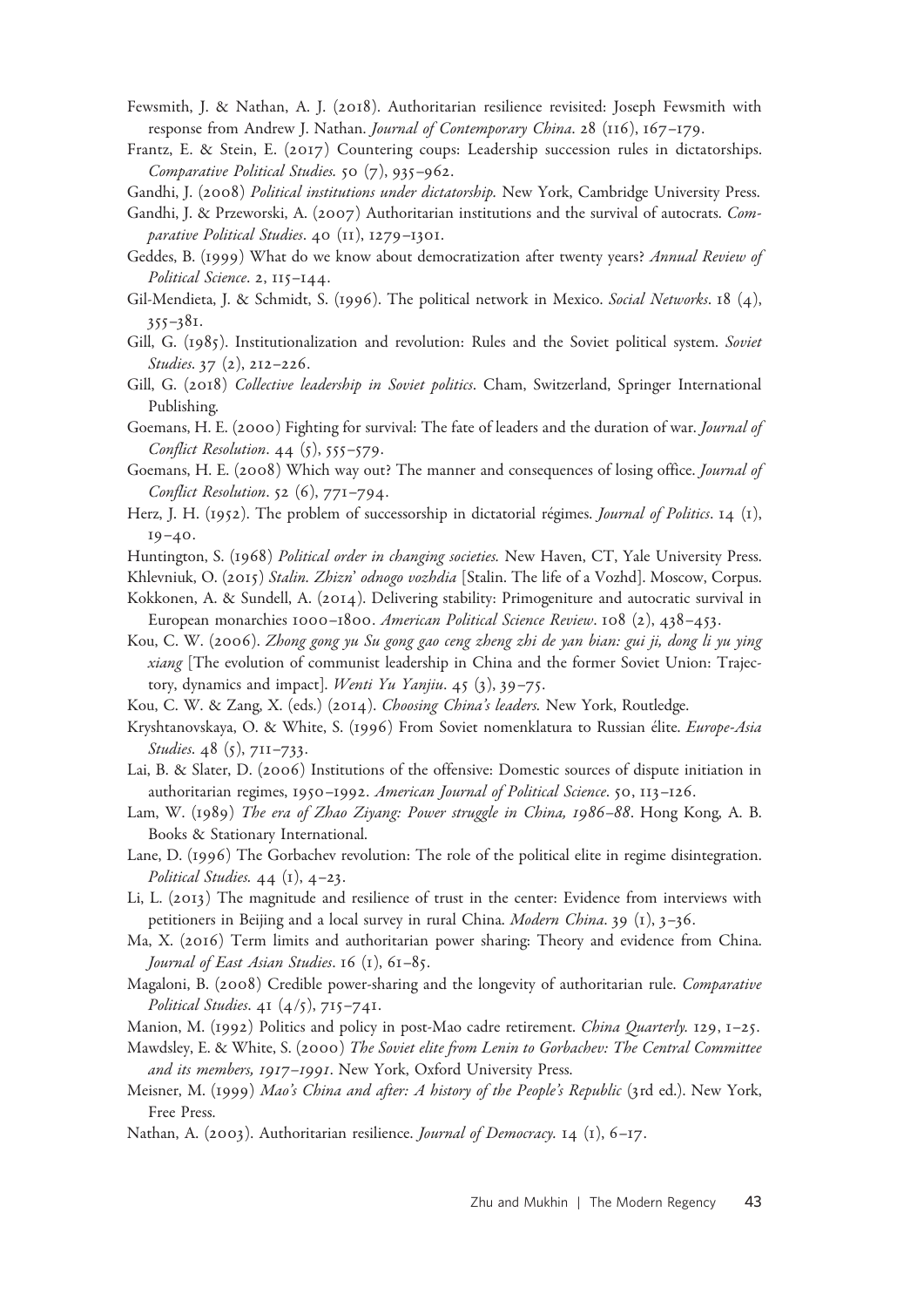Fewsmith, J. & Nathan, A. J. (2018). Authoritarian resilience revisited: Joseph Fewsmith with response from Andrew J. Nathan. *Journal of Contemporary China*. 28 (116), 167–179.

Frantz, E. & Stein, E. (2017) Countering coups: Leadership succession rules in dictatorships. *Comparative Political Studies*. 50 (7), 935–962.

Gandhi, J. (2008) *Political institutions under dictatorship*. New York, Cambridge University Press.

Gandhi, J. & Przeworski, A. (2007) Authoritarian institutions and the survival of autocrats. *Comparative Political Studies*. 40 (11), 1279–1301.

Geddes, B. (1999) What do we know about democratization after twenty years? *Annual Review of Political Science*. 2, 115–144.

Gil-Mendieta, J. & Schmidt, S. (1996). The political network in Mexico. *Social Networks*. 18 (4), 355–381.

Gill, G. (1985). Institutionalization and revolution: Rules and the Soviet political system. *Soviet Studies*. 37 (2), 212–226.

Gill, G. (2018) *Collective leadership in Soviet politics*. Cham, Switzerland, Springer International Publishing.

Goemans, H. E. (2000) Fighting for survival: The fate of leaders and the duration of war. *Journal of Conflict Resolution*. 44 (5), 555–579.

Goemans, H. E. (2008) Which way out? The manner and consequences of losing office. *Journal of Conflict Resolution*. 52 (6), 771–794.

Herz, J. H. (1952). The problem of successorship in dictatorial régimes. *Journal of Politics*. 14 (1), 19–40.

Huntington, S. (1968) *Political order in changing societies*. New Haven, CT, Yale University Press.

Khlevniuk, O. (2015) *Stalin. Zhizn' odnogo vozhdia* [Stalin. The life of a Vozhd]. Moscow, Corpus.

Kokkonen, A. & Sundell, A. (2014). Delivering stability: Primogeniture and autocratic survival in European monarchies 1000–1800. *American Political Science Review*. 108 (2), 438–453.

Kou, C. W. (2006). *Zhong gong yu Su gong gao ceng zheng zhi de yan bian: gui ji, dong li yu ying xiang* [The evolution of communist leadership in China and the former Soviet Union: Trajectory, dynamics and impact]. *Wenti Yu Yanjiu*. 45 (3), 39–75.

Kou, C. W. & Zang, X. (eds.) (2014). *Choosing China's leaders*. New York, Routledge.

Kryshtanovskaya, O. & White, S. (1996) From Soviet nomenklatura to Russian élite. *Europe-Asia Studies*. 48 (5), 711–733.

Lai, B. & Slater, D. (2006) Institutions of the offensive: Domestic sources of dispute initiation in authoritarian regimes, 1950–1992. *American Journal of Political Science*. 50, 113–126.

Lam, W. (1989) *The era of Zhao Ziyang: Power struggle in China, 1986–88*. Hong Kong, A. B. Books & Stationary International.

Lane, D. (1996) The Gorbachev revolution: The role of the political elite in regime disintegration. *Political Studies*. 44 (1), 4–23.

Li, L. (2013) The magnitude and resilience of trust in the center: Evidence from interviews with petitioners in Beijing and a local survey in rural China. *Modern China*. 39 (1), 3–36.

Ma, X. (2016) Term limits and authoritarian power sharing: Theory and evidence from China. *Journal of East Asian Studies*. 16 (1), 61–85.

Magaloni, B. (2008) Credible power-sharing and the longevity of authoritarian rule. *Comparative Political Studies*. 41 (4/5), 715–741.

Manion, M. (1992) Politics and policy in post-Mao cadre retirement. *China Quarterly*. 129, 1–25.

Mawdsley, E. & White, S. (2000) *The Soviet elite from Lenin to Gorbachev: The Central Committee and its members, 1917–1991*. New York, Oxford University Press.

Meisner, M. (1999) *Mao's China and after: A history of the People's Republic* (3rd ed.). New York, Free Press.

Nathan, A. (2003). Authoritarian resilience. *Journal of Democracy*. 14 (1), 6–17.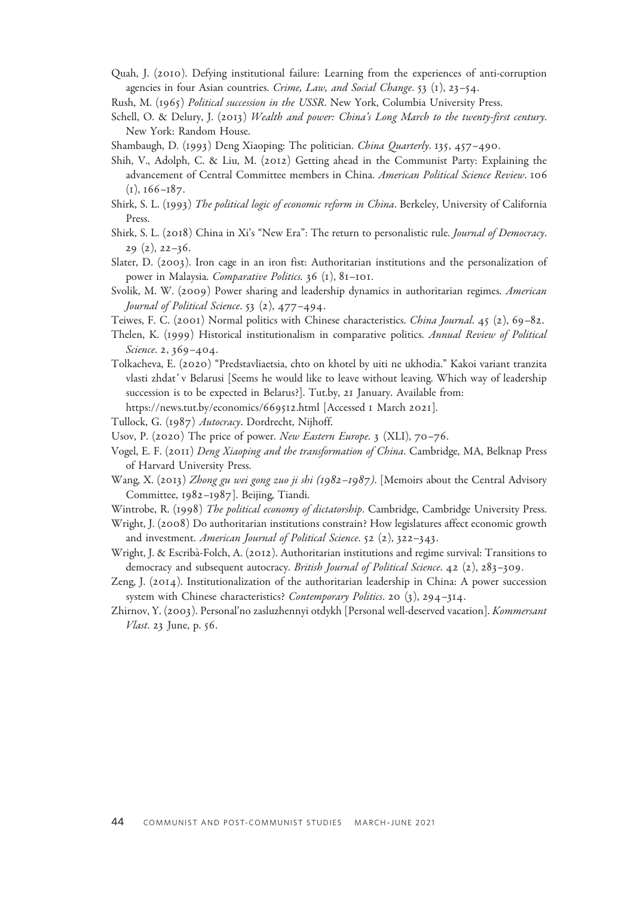Quah, J. (2010). Defying institutional failure: Learning from the experiences of anti-corruption agencies in four Asian countries. *Crime, Law, and Social Change*. 53 (1), 23–54.

Rush, M. (1965) *Political succession in the USSR*. New York, Columbia University Press.

Schell, O. & Delury, J. (2013) *Wealth and power: China's Long March to the twenty-first century*. New York: Random House.

Shambaugh, D. (1993) Deng Xiaoping: The politician. *China Quarterly*. 135, 457–490.

Shih, V., Adolph, C. & Liu, M. (2012) Getting ahead in the Communist Party: Explaining the advancement of Central Committee members in China. *American Political Science Review*. 106 (1), 166–187.

Shirk, S. L. (1993) *The political logic of economic reform in China*. Berkeley, University of California Press.

Shirk, S. L. (2018) China in Xi's "New Era": The return to personalistic rule. *Journal of Democracy*. 29 (2), 22–36.

Slater, D. (2003). Iron cage in an iron fist: Authoritarian institutions and the personalization of power in Malaysia. *Comparative Politics*. 36 (1), 81–101.

Svolik, M. W. (2009) Power sharing and leadership dynamics in authoritarian regimes. *American Journal of Political Science*. 53 (2), 477–494.

Teiwes, F. C. (2001) Normal politics with Chinese characteristics. *China Journal*. 45 (2), 69–82.

Thelen, K. (1999) Historical institutionalism in comparative politics. *Annual Review of Political Science*. 2, 369–404.

Tolkacheva, E. (2020) "Predstavliaetsia, chto on khotel by uiti ne ukhodia." Kakoi variant tranzita vlasti zhdat' v Belarusi [Seems he would like to leave without leaving. Which way of leadership succession is to be expected in Belarus?]. Tut.by, 21 January. Available from: https://news.tut.by/economics/669512.html [Accessed 1 March 2021].

Tullock, G. (1987) *Autocracy*. Dordrecht, Nijhoff.

Usov, P. (2020) The price of power. *New Eastern Europe*. 3 (XLI), 70–76.

Vogel, E. F. (2011) *Deng Xiaoping and the transformation of China*. Cambridge, MA, Belknap Press of Harvard University Press.

Wang, X. (2013) *Zhong gu wei gong zuo ji shi (1982–1987)*. [Memoirs about the Central Advisory Committee, 1982–1987]. Beijing, Tiandi.

Wintrobe, R. (1998) *The political economy of dictatorship*. Cambridge, Cambridge University Press.

Wright, J. (2008) Do authoritarian institutions constrain? How legislatures affect economic growth and investment. *American Journal of Political Science*. 52 (2), 322–343.

Wright, J. & Escribà-Folch, A. (2012). Authoritarian institutions and regime survival: Transitions to democracy and subsequent autocracy. *British Journal of Political Science*. 42 (2), 283–309.

Zeng, J. (2014). Institutionalization of the authoritarian leadership in China: A power succession system with Chinese characteristics? *Contemporary Politics*. 20 (3), 294–314.

Zhirnov, Y. (2003). Personal'no zasluzhennyi otdykh [Personal well-deserved vacation]. *Kommersant Vlast*. 23 June, p. 56.